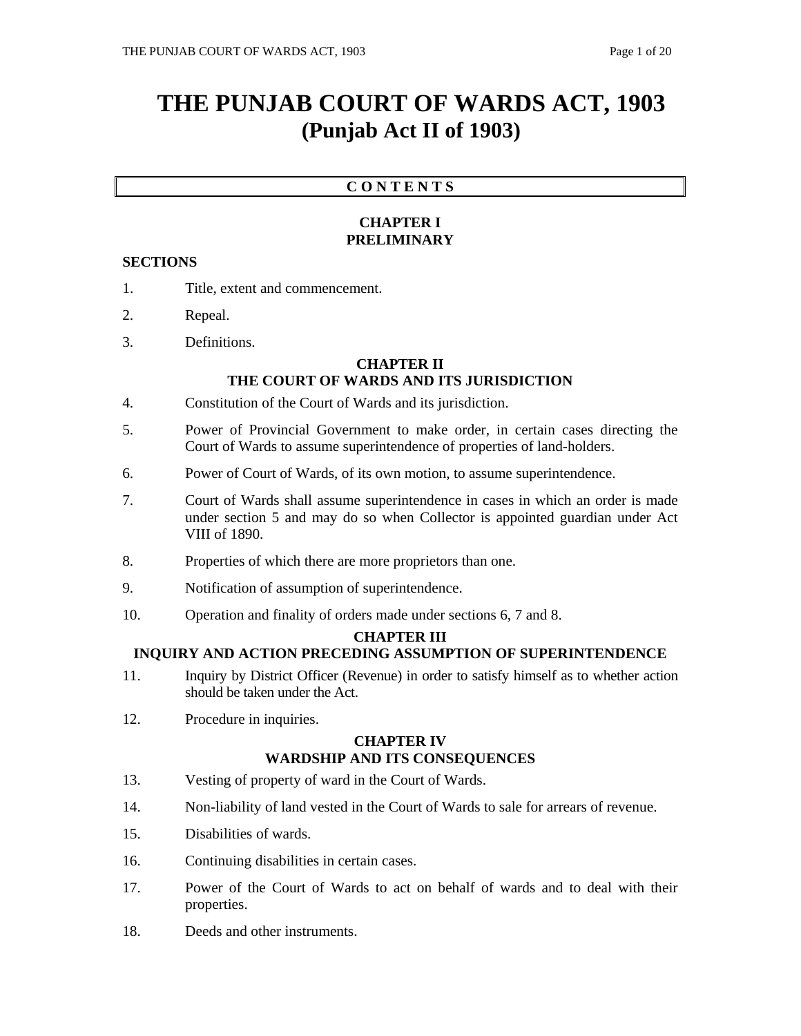# THE PUNJAB COURT OF WARDS ACT, 1903
## (Punjab Act II of 1903)

**C O N T E N T S**

### CHAPTER I
### PRELIMINARY

**SECTIONS**

1. Title, extent and commencement.
2. Repeal.
3. Definitions.

### CHAPTER II
### THE COURT OF WARDS AND ITS JURISDICTION

4. Constitution of the Court of Wards and its jurisdiction.
5. Power of Provincial Government to make order, in certain cases directing the Court of Wards to assume superintendence of properties of land-holders.
6. Power of Court of Wards, of its own motion, to assume superintendence.
7. Court of Wards shall assume superintendence in cases in which an order is made under section 5 and may do so when Collector is appointed guardian under Act VIII of 1890.
8. Properties of which there are more proprietors than one.
9. Notification of assumption of superintendence.
10. Operation and finality of orders made under sections 6, 7 and 8.

### CHAPTER III
### INQUIRY AND ACTION PRECEDING ASSUMPTION OF SUPERINTENDENCE

11. Inquiry by District Officer (Revenue) in order to satisfy himself as to whether action should be taken under the Act.
12. Procedure in inquiries.

### CHAPTER IV
### WARDSHIP AND ITS CONSEQUENCES

13. Vesting of property of ward in the Court of Wards.
14. Non-liability of land vested in the Court of Wards to sale for arrears of revenue.
15. Disabilities of wards.
16. Continuing disabilities in certain cases.
17. Power of the Court of Wards to act on behalf of wards and to deal with their properties.
18. Deeds and other instruments.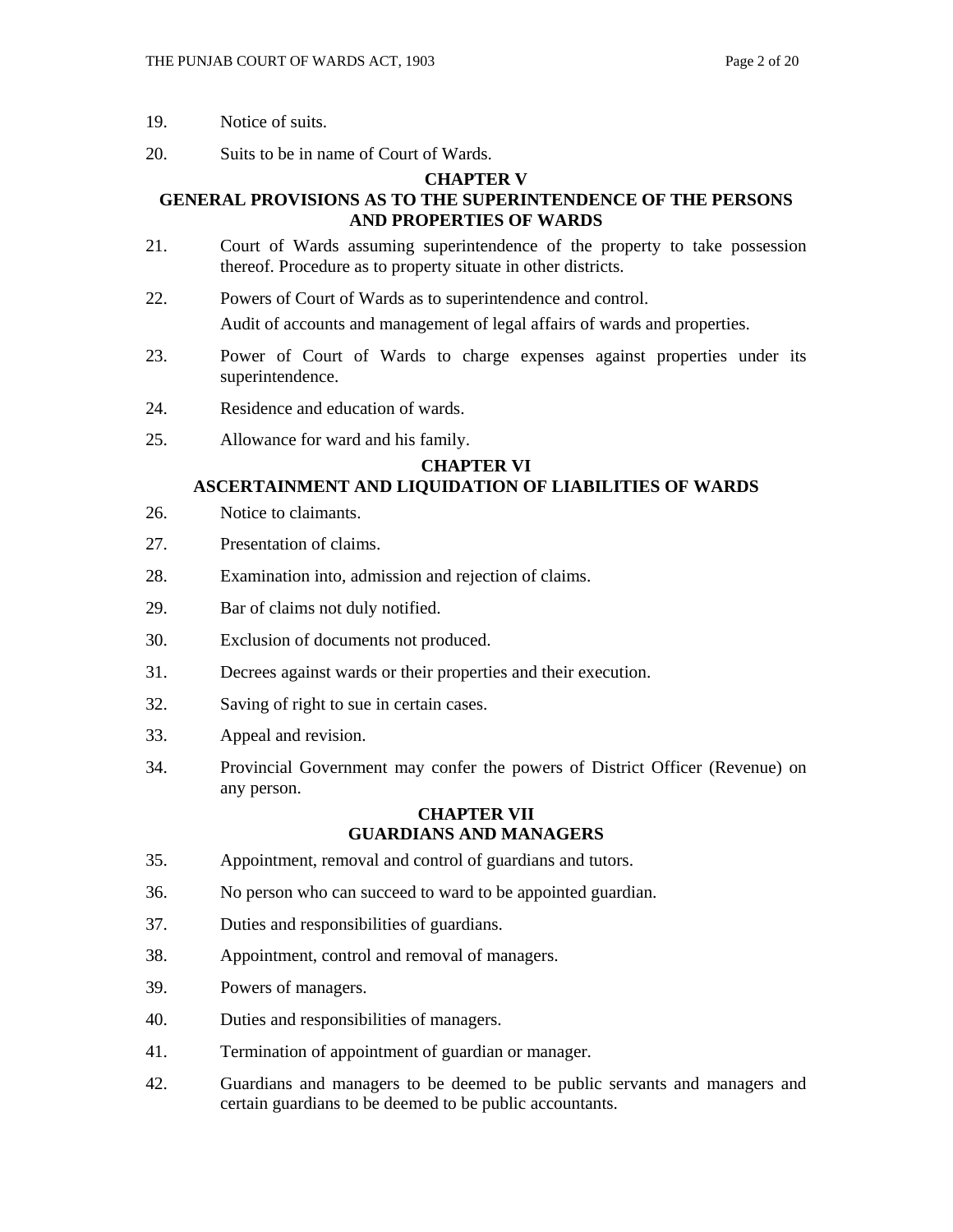19. Notice of suits.

20. Suits to be in name of Court of Wards.

## CHAPTER V
## GENERAL PROVISIONS AS TO THE SUPERINTENDENCE OF THE PERSONS AND PROPERTIES OF WARDS

21. Court of Wards assuming superintendence of the property to take possession thereof. Procedure as to property situate in other districts.

22. Powers of Court of Wards as to superintendence and control.
    Audit of accounts and management of legal affairs of wards and properties.

23. Power of Court of Wards to charge expenses against properties under its superintendence.

24. Residence and education of wards.

25. Allowance for ward and his family.

## CHAPTER VI
## ASCERTAINMENT AND LIQUIDATION OF LIABILITIES OF WARDS

26. Notice to claimants.

27. Presentation of claims.

28. Examination into, admission and rejection of claims.

29. Bar of claims not duly notified.

30. Exclusion of documents not produced.

31. Decrees against wards or their properties and their execution.

32. Saving of right to sue in certain cases.

33. Appeal and revision.

34. Provincial Government may confer the powers of District Officer (Revenue) on any person.

## CHAPTER VII
## GUARDIANS AND MANAGERS

35. Appointment, removal and control of guardians and tutors.

36. No person who can succeed to ward to be appointed guardian.

37. Duties and responsibilities of guardians.

38. Appointment, control and removal of managers.

39. Powers of managers.

40. Duties and responsibilities of managers.

41. Termination of appointment of guardian or manager.

42. Guardians and managers to be deemed to be public servants and managers and certain guardians to be deemed to be public accountants.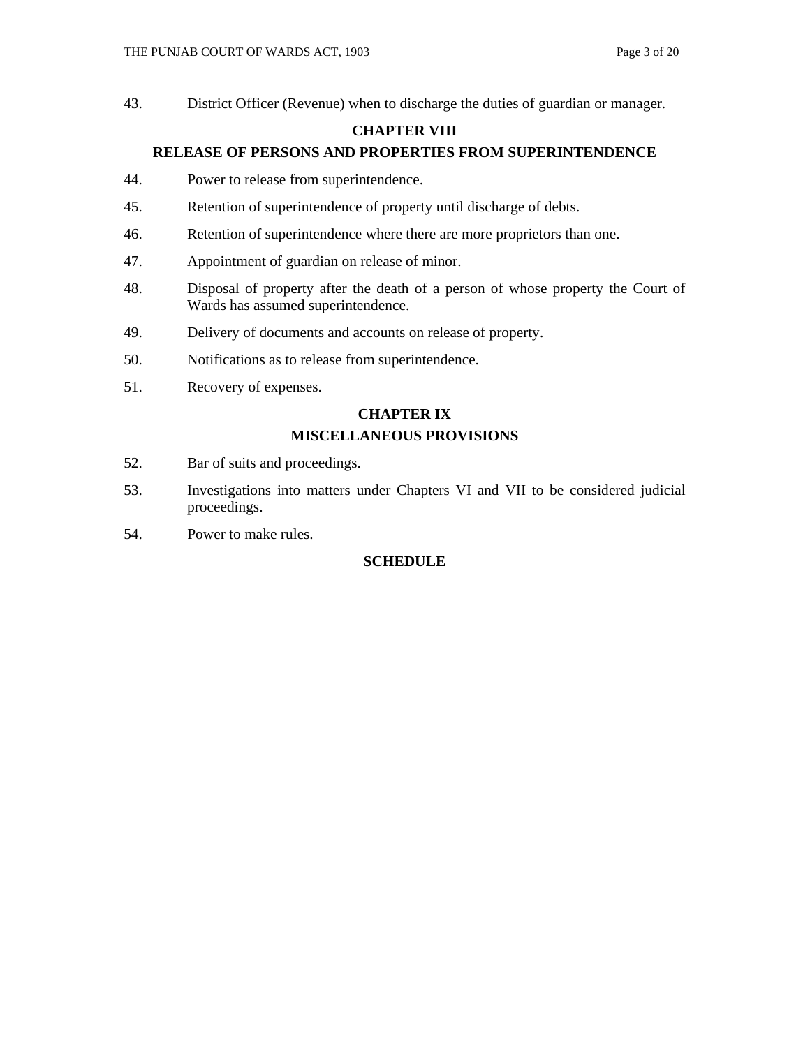43. District Officer (Revenue) when to discharge the duties of guardian or manager.

## CHAPTER VIII
## RELEASE OF PERSONS AND PROPERTIES FROM SUPERINTENDENCE

44. Power to release from superintendence.

45. Retention of superintendence of property until discharge of debts.

46. Retention of superintendence where there are more proprietors than one.

47. Appointment of guardian on release of minor.

48. Disposal of property after the death of a person of whose property the Court of Wards has assumed superintendence.

49. Delivery of documents and accounts on release of property.

50. Notifications as to release from superintendence.

51. Recovery of expenses.

## CHAPTER IX
## MISCELLANEOUS PROVISIONS

52. Bar of suits and proceedings.

53. Investigations into matters under Chapters VI and VII to be considered judicial proceedings.

54. Power to make rules.

## SCHEDULE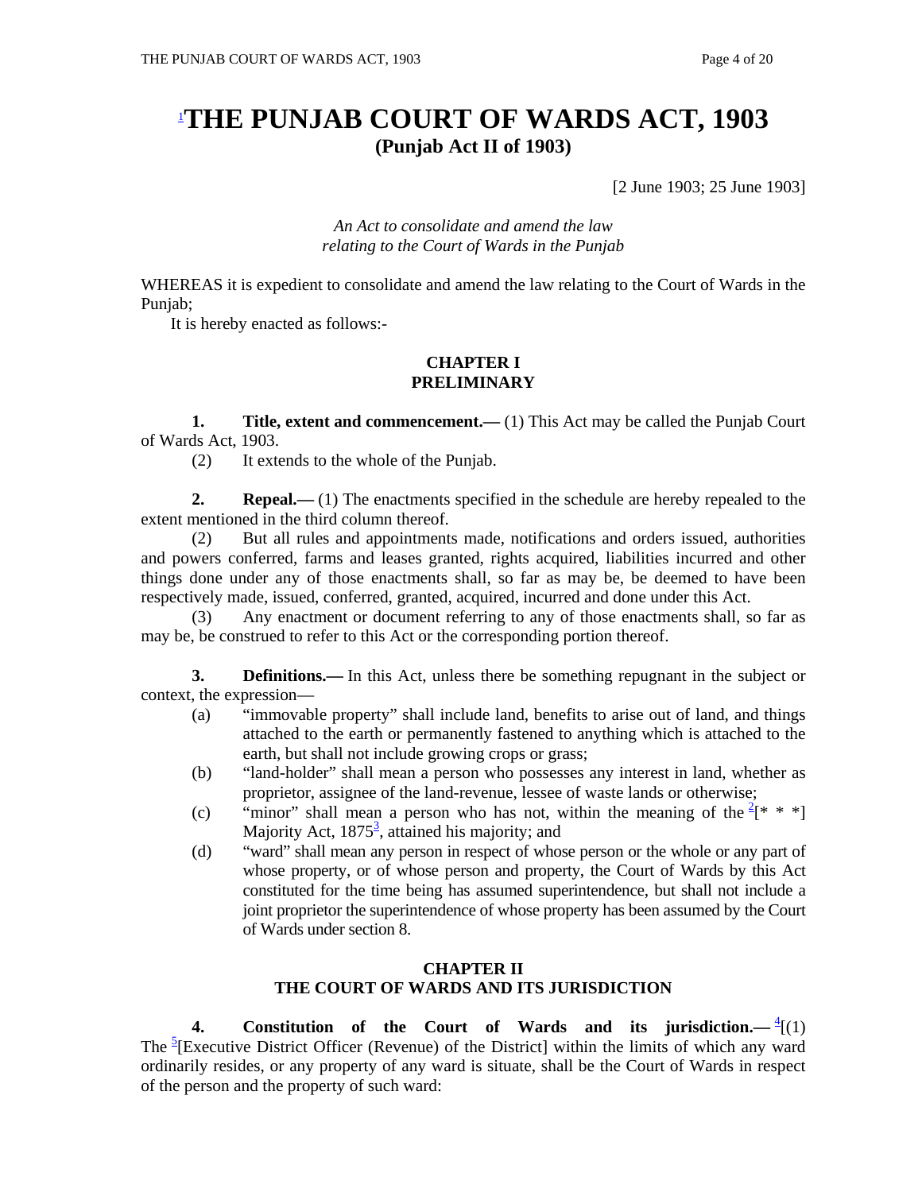# [1]THE PUNJAB COURT OF WARDS ACT, 1903

**(Punjab Act II of 1903)**

[2 June 1903; 25 June 1903]

*An Act to consolidate and amend the law relating to the Court of Wards in the Punjab*

WHEREAS it is expedient to consolidate and amend the law relating to the Court of Wards in the Punjab;

It is hereby enacted as follows:-

## CHAPTER I
## PRELIMINARY

**1. Title, extent and commencement.—** (1) This Act may be called the Punjab Court of Wards Act, 1903.

(2) It extends to the whole of the Punjab.

**2. Repeal.—** (1) The enactments specified in the schedule are hereby repealed to the extent mentioned in the third column thereof.

(2) But all rules and appointments made, notifications and orders issued, authorities and powers conferred, farms and leases granted, rights acquired, liabilities incurred and other things done under any of those enactments shall, so far as may be, be deemed to have been respectively made, issued, conferred, granted, acquired, incurred and done under this Act.

(3) Any enactment or document referring to any of those enactments shall, so far as may be, be construed to refer to this Act or the corresponding portion thereof.

**3. Definitions.—** In this Act, unless there be something repugnant in the subject or context, the expression—

(a) "immovable property" shall include land, benefits to arise out of land, and things attached to the earth or permanently fastened to anything which is attached to the earth, but shall not include growing crops or grass;

(b) "land-holder" shall mean a person who possesses any interest in land, whether as proprietor, assignee of the land-revenue, lessee of waste lands or otherwise;

(c) "minor" shall mean a person who has not, within the meaning of the [2][* * *] Majority Act, 1875[3], attained his majority; and

(d) "ward" shall mean any person in respect of whose person or the whole or any part of whose property, or of whose person and property, the Court of Wards by this Act constituted for the time being has assumed superintendence, but shall not include a joint proprietor the superintendence of whose property has been assumed by the Court of Wards under section 8.

## CHAPTER II
## THE COURT OF WARDS AND ITS JURISDICTION

**4. Constitution of the Court of Wards and its jurisdiction.—** [4][(1) The [5][Executive District Officer (Revenue) of the District] within the limits of which any ward ordinarily resides, or any property of any ward is situate, shall be the Court of Wards in respect of the person and the property of such ward: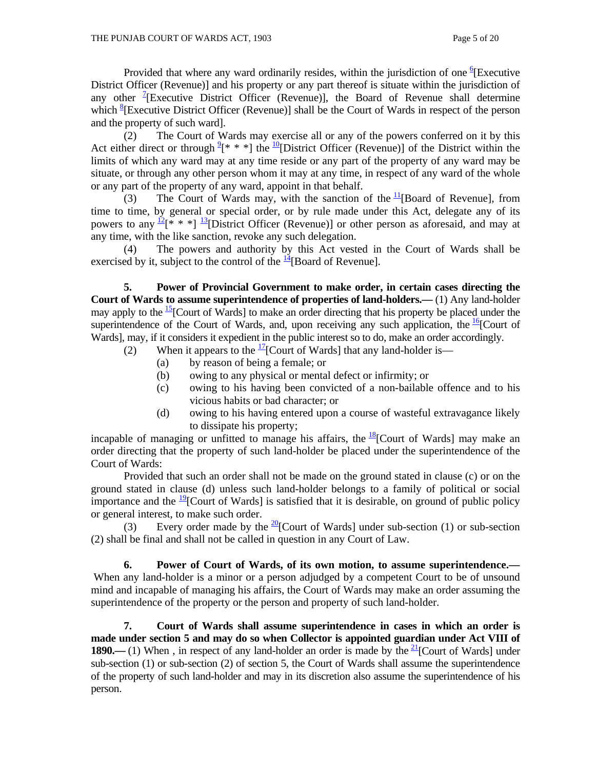Provided that where any ward ordinarily resides, within the jurisdiction of one [6][Executive District Officer (Revenue)] and his property or any part thereof is situate within the jurisdiction of any other [7][Executive District Officer (Revenue)], the Board of Revenue shall determine which [8][Executive District Officer (Revenue)] shall be the Court of Wards in respect of the person and the property of such ward].

(2) The Court of Wards may exercise all or any of the powers conferred on it by this Act either direct or through [9][* * *] the [10][District Officer (Revenue)] of the District within the limits of which any ward may at any time reside or any part of the property of any ward may be situate, or through any other person whom it may at any time, in respect of any ward of the whole or any part of the property of any ward, appoint in that behalf.

(3) The Court of Wards may, with the sanction of the [11][Board of Revenue], from time to time, by general or special order, or by rule made under this Act, delegate any of its powers to any [12][* * *] [13][District Officer (Revenue)] or other person as aforesaid, and may at any time, with the like sanction, revoke any such delegation.

(4) The powers and authority by this Act vested in the Court of Wards shall be exercised by it, subject to the control of the [14][Board of Revenue].

**5. Power of Provincial Government to make order, in certain cases directing the Court of Wards to assume superintendence of properties of land-holders.—** (1) Any land-holder may apply to the [15][Court of Wards] to make an order directing that his property be placed under the superintendence of the Court of Wards, and, upon receiving any such application, the [16][Court of Wards], may, if it considers it expedient in the public interest so to do, make an order accordingly.

(2) When it appears to the [17][Court of Wards] that any land-holder is—

(a) by reason of being a female; or

(b) owing to any physical or mental defect or infirmity; or

(c) owing to his having been convicted of a non-bailable offence and to his vicious habits or bad character; or

(d) owing to his having entered upon a course of wasteful extravagance likely to dissipate his property;

incapable of managing or unfitted to manage his affairs, the [18][Court of Wards] may make an order directing that the property of such land-holder be placed under the superintendence of the Court of Wards:

Provided that such an order shall not be made on the ground stated in clause (c) or on the ground stated in clause (d) unless such land-holder belongs to a family of political or social importance and the [19][Court of Wards] is satisfied that it is desirable, on ground of public policy or general interest, to make such order.

(3) Every order made by the [20][Court of Wards] under sub-section (1) or sub-section (2) shall be final and shall not be called in question in any Court of Law.

**6. Power of Court of Wards, of its own motion, to assume superintendence.—** When any land-holder is a minor or a person adjudged by a competent Court to be of unsound mind and incapable of managing his affairs, the Court of Wards may make an order assuming the superintendence of the property or the person and property of such land-holder.

**7. Court of Wards shall assume superintendence in cases in which an order is made under section 5 and may do so when Collector is appointed guardian under Act VIII of 1890.—** (1) When , in respect of any land-holder an order is made by the [21][Court of Wards] under sub-section (1) or sub-section (2) of section 5, the Court of Wards shall assume the superintendence of the property of such land-holder and may in its discretion also assume the superintendence of his person.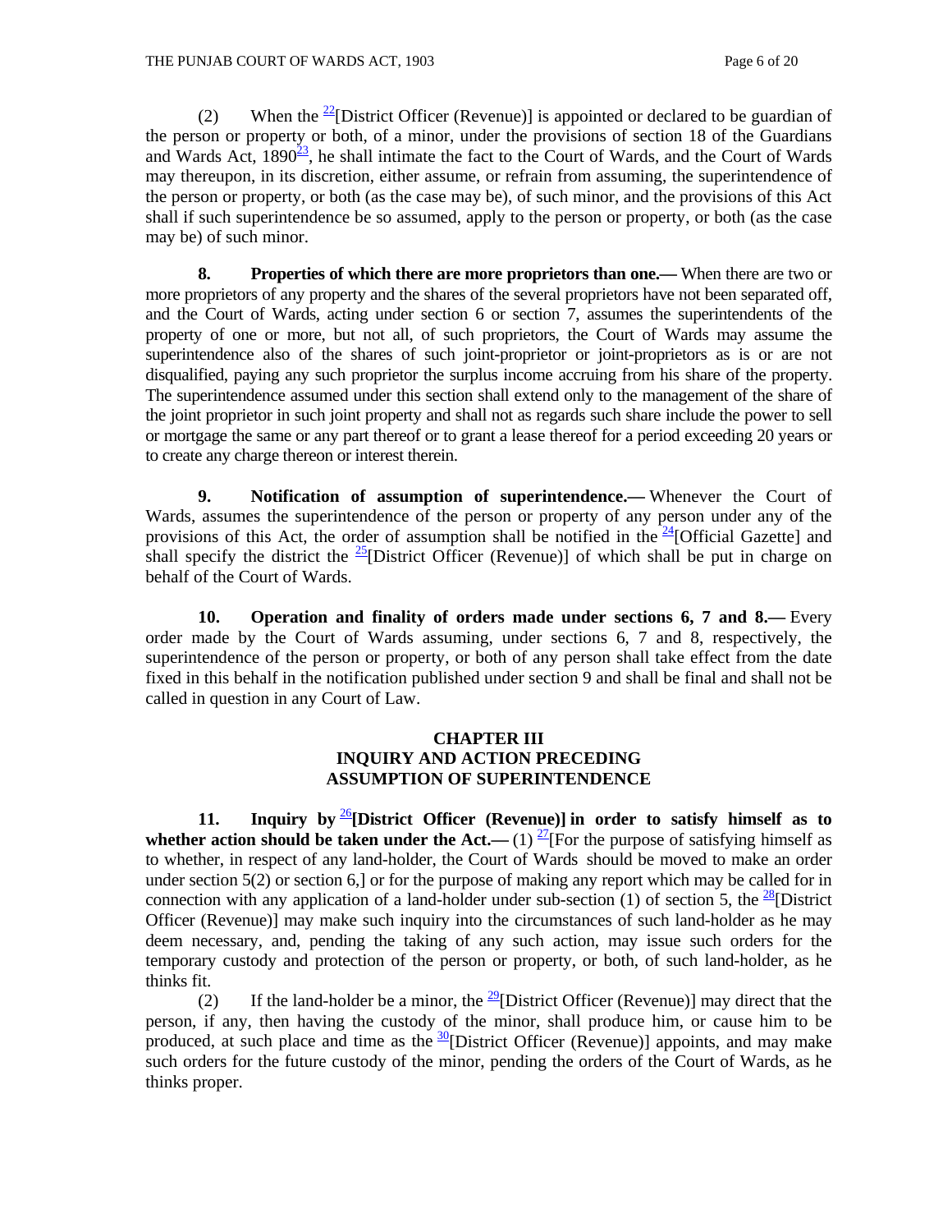(2) When the [22][District Officer (Revenue)] is appointed or declared to be guardian of the person or property or both, of a minor, under the provisions of section 18 of the Guardians and Wards Act, 1890[23], he shall intimate the fact to the Court of Wards, and the Court of Wards may thereupon, in its discretion, either assume, or refrain from assuming, the superintendence of the person or property, or both (as the case may be), of such minor, and the provisions of this Act shall if such superintendence be so assumed, apply to the person or property, or both (as the case may be) of such minor.

**8. Properties of which there are more proprietors than one.—** When there are two or more proprietors of any property and the shares of the several proprietors have not been separated off, and the Court of Wards, acting under section 6 or section 7, assumes the superintendents of the property of one or more, but not all, of such proprietors, the Court of Wards may assume the superintendence also of the shares of such joint-proprietor or joint-proprietors as is or are not disqualified, paying any such proprietor the surplus income accruing from his share of the property. The superintendence assumed under this section shall extend only to the management of the share of the joint proprietor in such joint property and shall not as regards such share include the power to sell or mortgage the same or any part thereof or to grant a lease thereof for a period exceeding 20 years or to create any charge thereon or interest therein.

**9. Notification of assumption of superintendence.—** Whenever the Court of Wards, assumes the superintendence of the person or property of any person under any of the provisions of this Act, the order of assumption shall be notified in the [24][Official Gazette] and shall specify the district the [25][District Officer (Revenue)] of which shall be put in charge on behalf of the Court of Wards.

**10. Operation and finality of orders made under sections 6, 7 and 8.—** Every order made by the Court of Wards assuming, under sections 6, 7 and 8, respectively, the superintendence of the person or property, or both of any person shall take effect from the date fixed in this behalf in the notification published under section 9 and shall be final and shall not be called in question in any Court of Law.

## CHAPTER III
## INQUIRY AND ACTION PRECEDING ASSUMPTION OF SUPERINTENDENCE

**11. Inquiry by [26][District Officer (Revenue)] in order to satisfy himself as to whether action should be taken under the Act.—** (1) [27][For the purpose of satisfying himself as to whether, in respect of any land-holder, the Court of Wards should be moved to make an order under section 5(2) or section 6,] or for the purpose of making any report which may be called for in connection with any application of a land-holder under sub-section (1) of section 5, the [28][District Officer (Revenue)] may make such inquiry into the circumstances of such land-holder as he may deem necessary, and, pending the taking of any such action, may issue such orders for the temporary custody and protection of the person or property, or both, of such land-holder, as he thinks fit.

(2) If the land-holder be a minor, the [29][District Officer (Revenue)] may direct that the person, if any, then having the custody of the minor, shall produce him, or cause him to be produced, at such place and time as the [30][District Officer (Revenue)] appoints, and may make such orders for the future custody of the minor, pending the orders of the Court of Wards, as he thinks proper.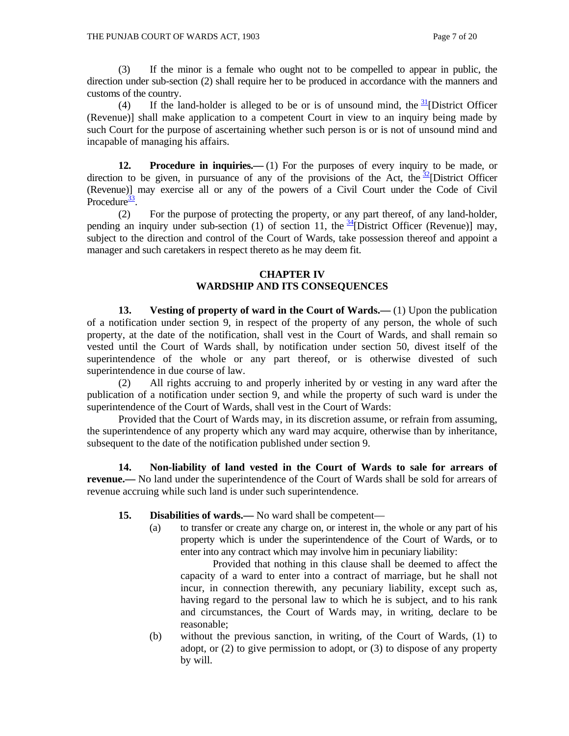(3) If the minor is a female who ought not to be compelled to appear in public, the direction under sub-section (2) shall require her to be produced in accordance with the manners and customs of the country.

(4) If the land-holder is alleged to be or is of unsound mind, the [31][District Officer (Revenue)] shall make application to a competent Court in view to an inquiry being made by such Court for the purpose of ascertaining whether such person is or is not of unsound mind and incapable of managing his affairs.

**12. Procedure in inquiries.—** (1) For the purposes of every inquiry to be made, or direction to be given, in pursuance of any of the provisions of the Act, the [32][District Officer (Revenue)] may exercise all or any of the powers of a Civil Court under the Code of Civil Procedure[33].

(2) For the purpose of protecting the property, or any part thereof, of any land-holder, pending an inquiry under sub-section (1) of section 11, the [34][District Officer (Revenue)] may, subject to the direction and control of the Court of Wards, take possession thereof and appoint a manager and such caretakers in respect thereto as he may deem fit.

## CHAPTER IV
## WARDSHIP AND ITS CONSEQUENCES

**13. Vesting of property of ward in the Court of Wards.—** (1) Upon the publication of a notification under section 9, in respect of the property of any person, the whole of such property, at the date of the notification, shall vest in the Court of Wards, and shall remain so vested until the Court of Wards shall, by notification under section 50, divest itself of the superintendence of the whole or any part thereof, or is otherwise divested of such superintendence in due course of law.

(2) All rights accruing to and properly inherited by or vesting in any ward after the publication of a notification under section 9, and while the property of such ward is under the superintendence of the Court of Wards, shall vest in the Court of Wards:

Provided that the Court of Wards may, in its discretion assume, or refrain from assuming, the superintendence of any property which any ward may acquire, otherwise than by inheritance, subsequent to the date of the notification published under section 9.

**14. Non-liability of land vested in the Court of Wards to sale for arrears of revenue.—** No land under the superintendence of the Court of Wards shall be sold for arrears of revenue accruing while such land is under such superintendence.

**15. Disabilities of wards.—** No ward shall be competent—

(a) to transfer or create any charge on, or interest in, the whole or any part of his property which is under the superintendence of the Court of Wards, or to enter into any contract which may involve him in pecuniary liability:

Provided that nothing in this clause shall be deemed to affect the capacity of a ward to enter into a contract of marriage, but he shall not incur, in connection therewith, any pecuniary liability, except such as, having regard to the personal law to which he is subject, and to his rank and circumstances, the Court of Wards may, in writing, declare to be reasonable;

(b) without the previous sanction, in writing, of the Court of Wards, (1) to adopt, or (2) to give permission to adopt, or (3) to dispose of any property by will.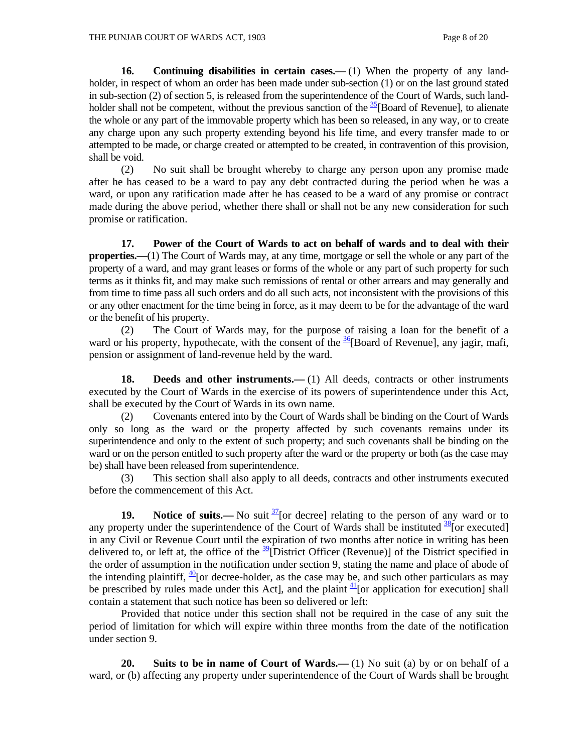**16. Continuing disabilities in certain cases.—** (1) When the property of any land-holder, in respect of whom an order has been made under sub-section (1) or on the last ground stated in sub-section (2) of section 5, is released from the superintendence of the Court of Wards, such land-holder shall not be competent, without the previous sanction of the [35][Board of Revenue], to alienate the whole or any part of the immovable property which has been so released, in any way, or to create any charge upon any such property extending beyond his life time, and every transfer made to or attempted to be made, or charge created or attempted to be created, in contravention of this provision, shall be void.

(2) No suit shall be brought whereby to charge any person upon any promise made after he has ceased to be a ward to pay any debt contracted during the period when he was a ward, or upon any ratification made after he has ceased to be a ward of any promise or contract made during the above period, whether there shall or shall not be any new consideration for such promise or ratification.

**17. Power of the Court of Wards to act on behalf of wards and to deal with their properties.—**(1) The Court of Wards may, at any time, mortgage or sell the whole or any part of the property of a ward, and may grant leases or forms of the whole or any part of such property for such terms as it thinks fit, and may make such remissions of rental or other arrears and may generally and from time to time pass all such orders and do all such acts, not inconsistent with the provisions of this or any other enactment for the time being in force, as it may deem to be for the advantage of the ward or the benefit of his property.

(2) The Court of Wards may, for the purpose of raising a loan for the benefit of a ward or his property, hypothecate, with the consent of the [36][Board of Revenue], any jagir, mafi, pension or assignment of land-revenue held by the ward.

**18. Deeds and other instruments.—** (1) All deeds, contracts or other instruments executed by the Court of Wards in the exercise of its powers of superintendence under this Act, shall be executed by the Court of Wards in its own name.

(2) Covenants entered into by the Court of Wards shall be binding on the Court of Wards only so long as the ward or the property affected by such covenants remains under its superintendence and only to the extent of such property; and such covenants shall be binding on the ward or on the person entitled to such property after the ward or the property or both (as the case may be) shall have been released from superintendence.

(3) This section shall also apply to all deeds, contracts and other instruments executed before the commencement of this Act.

**19. Notice of suits.—** No suit [37][or decree] relating to the person of any ward or to any property under the superintendence of the Court of Wards shall be instituted [38][or executed] in any Civil or Revenue Court until the expiration of two months after notice in writing has been delivered to, or left at, the office of the [39][District Officer (Revenue)] of the District specified in the order of assumption in the notification under section 9, stating the name and place of abode of the intending plaintiff, [40][or decree-holder, as the case may be, and such other particulars as may be prescribed by rules made under this Act], and the plaint [41][or application for execution] shall contain a statement that such notice has been so delivered or left:

Provided that notice under this section shall not be required in the case of any suit the period of limitation for which will expire within three months from the date of the notification under section 9.

**20. Suits to be in name of Court of Wards.—** (1) No suit (a) by or on behalf of a ward, or (b) affecting any property under superintendence of the Court of Wards shall be brought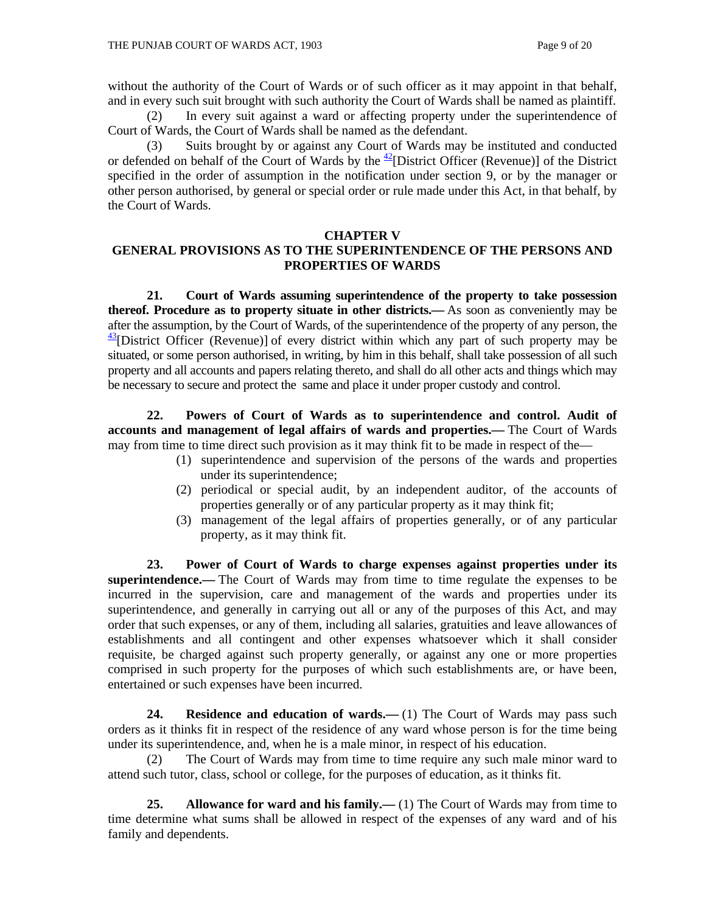without the authority of the Court of Wards or of such officer as it may appoint in that behalf, and in every such suit brought with such authority the Court of Wards shall be named as plaintiff.

(2) In every suit against a ward or affecting property under the superintendence of Court of Wards, the Court of Wards shall be named as the defendant.

(3) Suits brought by or against any Court of Wards may be instituted and conducted or defended on behalf of the Court of Wards by the [42][District Officer (Revenue)] of the District specified in the order of assumption in the notification under section 9, or by the manager or other person authorised, by general or special order or rule made under this Act, in that behalf, by the Court of Wards.

## CHAPTER V
## GENERAL PROVISIONS AS TO THE SUPERINTENDENCE OF THE PERSONS AND PROPERTIES OF WARDS

**21. Court of Wards assuming superintendence of the property to take possession thereof. Procedure as to property situate in other districts.—** As soon as conveniently may be after the assumption, by the Court of Wards, of the superintendence of the property of any person, the [43][District Officer (Revenue)] of every district within which any part of such property may be situated, or some person authorised, in writing, by him in this behalf, shall take possession of all such property and all accounts and papers relating thereto, and shall do all other acts and things which may be necessary to secure and protect the same and place it under proper custody and control.

**22. Powers of Court of Wards as to superintendence and control. Audit of accounts and management of legal affairs of wards and properties.—** The Court of Wards may from time to time direct such provision as it may think fit to be made in respect of the—

(1) superintendence and supervision of the persons of the wards and properties under its superintendence;

(2) periodical or special audit, by an independent auditor, of the accounts of properties generally or of any particular property as it may think fit;

(3) management of the legal affairs of properties generally, or of any particular property, as it may think fit.

**23. Power of Court of Wards to charge expenses against properties under its superintendence.—** The Court of Wards may from time to time regulate the expenses to be incurred in the supervision, care and management of the wards and properties under its superintendence, and generally in carrying out all or any of the purposes of this Act, and may order that such expenses, or any of them, including all salaries, gratuities and leave allowances of establishments and all contingent and other expenses whatsoever which it shall consider requisite, be charged against such property generally, or against any one or more properties comprised in such property for the purposes of which such establishments are, or have been, entertained or such expenses have been incurred.

**24. Residence and education of wards.—** (1) The Court of Wards may pass such orders as it thinks fit in respect of the residence of any ward whose person is for the time being under its superintendence, and, when he is a male minor, in respect of his education.

(2) The Court of Wards may from time to time require any such male minor ward to attend such tutor, class, school or college, for the purposes of education, as it thinks fit.

**25. Allowance for ward and his family.—** (1) The Court of Wards may from time to time determine what sums shall be allowed in respect of the expenses of any ward and of his family and dependents.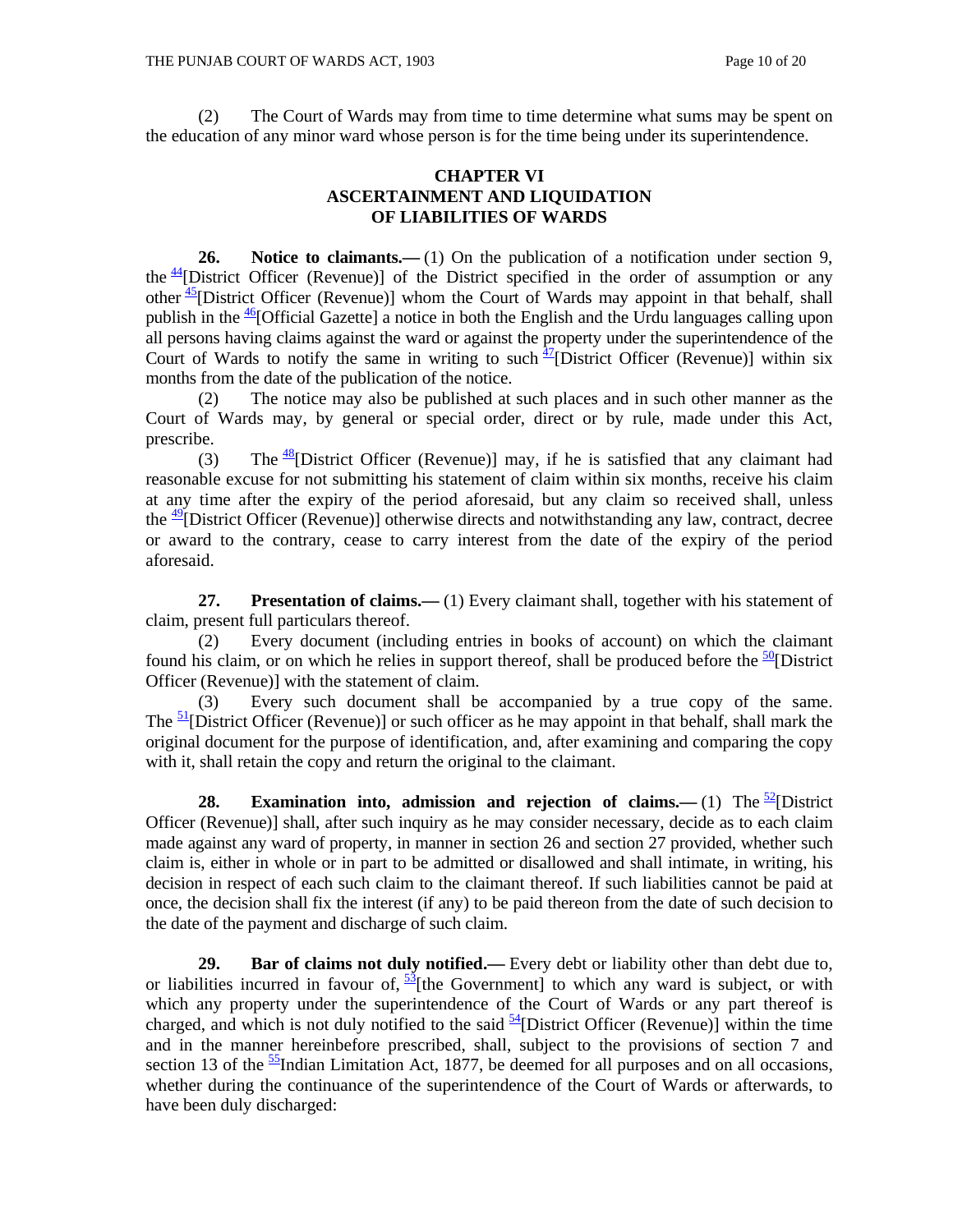(2) The Court of Wards may from time to time determine what sums may be spent on the education of any minor ward whose person is for the time being under its superintendence.

## CHAPTER VI
## ASCERTAINMENT AND LIQUIDATION OF LIABILITIES OF WARDS

**26. Notice to claimants.—** (1) On the publication of a notification under section 9, the [44][District Officer (Revenue)] of the District specified in the order of assumption or any other [45][District Officer (Revenue)] whom the Court of Wards may appoint in that behalf, shall publish in the [46][Official Gazette] a notice in both the English and the Urdu languages calling upon all persons having claims against the ward or against the property under the superintendence of the Court of Wards to notify the same in writing to such [47][District Officer (Revenue)] within six months from the date of the publication of the notice.

(2) The notice may also be published at such places and in such other manner as the Court of Wards may, by general or special order, direct or by rule, made under this Act, prescribe.

(3) The [48][District Officer (Revenue)] may, if he is satisfied that any claimant had reasonable excuse for not submitting his statement of claim within six months, receive his claim at any time after the expiry of the period aforesaid, but any claim so received shall, unless the [49][District Officer (Revenue)] otherwise directs and notwithstanding any law, contract, decree or award to the contrary, cease to carry interest from the date of the expiry of the period aforesaid.

**27. Presentation of claims.—** (1) Every claimant shall, together with his statement of claim, present full particulars thereof.

(2) Every document (including entries in books of account) on which the claimant found his claim, or on which he relies in support thereof, shall be produced before the [50][District Officer (Revenue)] with the statement of claim.

(3) Every such document shall be accompanied by a true copy of the same. The [51][District Officer (Revenue)] or such officer as he may appoint in that behalf, shall mark the original document for the purpose of identification, and, after examining and comparing the copy with it, shall retain the copy and return the original to the claimant.

**28. Examination into, admission and rejection of claims.—** (1) The [52][District Officer (Revenue)] shall, after such inquiry as he may consider necessary, decide as to each claim made against any ward of property, in manner in section 26 and section 27 provided, whether such claim is, either in whole or in part to be admitted or disallowed and shall intimate, in writing, his decision in respect of each such claim to the claimant thereof. If such liabilities cannot be paid at once, the decision shall fix the interest (if any) to be paid thereon from the date of such decision to the date of the payment and discharge of such claim.

**29. Bar of claims not duly notified.—** Every debt or liability other than debt due to, or liabilities incurred in favour of, [53][the Government] to which any ward is subject, or with which any property under the superintendence of the Court of Wards or any part thereof is charged, and which is not duly notified to the said [54][District Officer (Revenue)] within the time and in the manner hereinbefore prescribed, shall, subject to the provisions of section 7 and section 13 of the [55]Indian Limitation Act, 1877, be deemed for all purposes and on all occasions, whether during the continuance of the superintendence of the Court of Wards or afterwards, to have been duly discharged: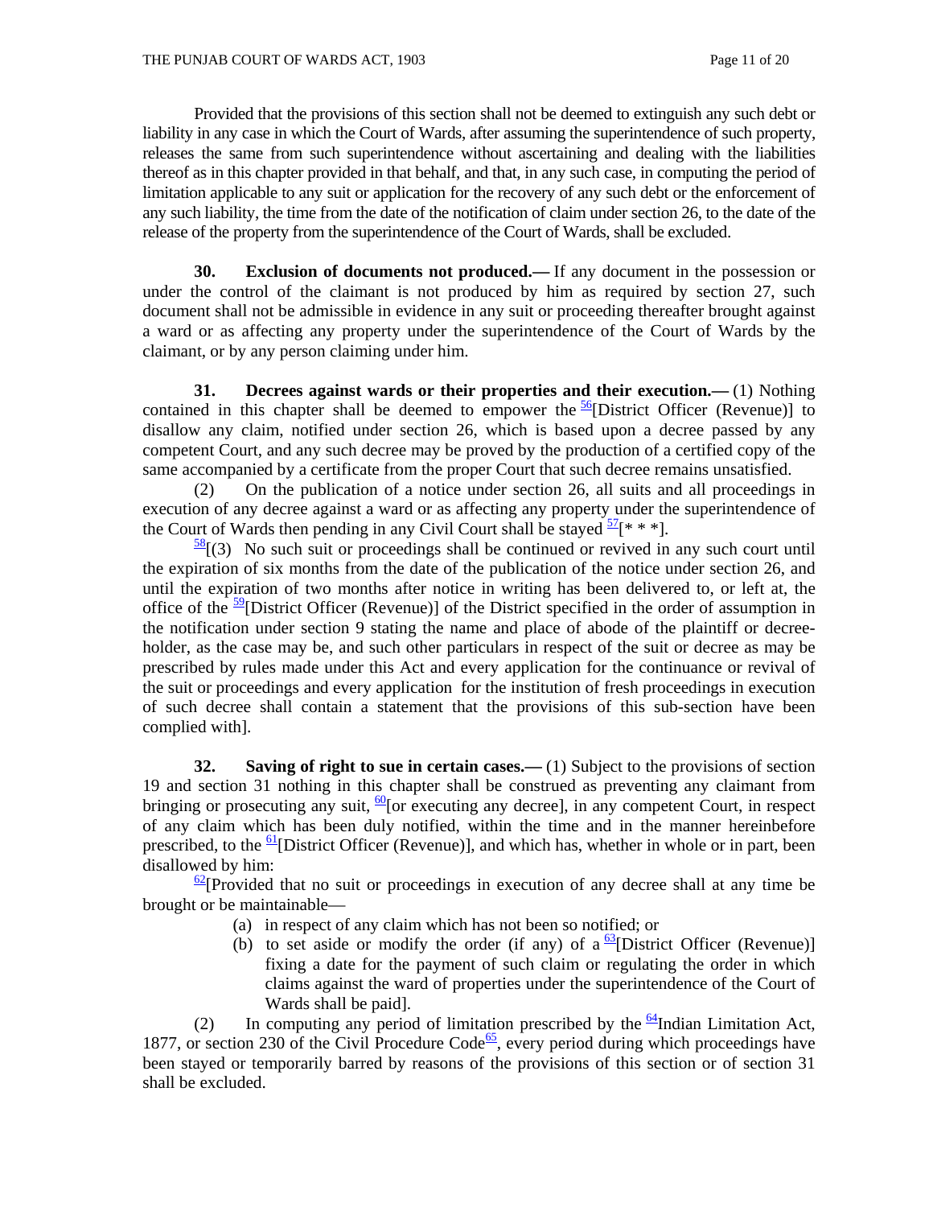Provided that the provisions of this section shall not be deemed to extinguish any such debt or liability in any case in which the Court of Wards, after assuming the superintendence of such property, releases the same from such superintendence without ascertaining and dealing with the liabilities thereof as in this chapter provided in that behalf, and that, in any such case, in computing the period of limitation applicable to any suit or application for the recovery of any such debt or the enforcement of any such liability, the time from the date of the notification of claim under section 26, to the date of the release of the property from the superintendence of the Court of Wards, shall be excluded.

**30. Exclusion of documents not produced.—** If any document in the possession or under the control of the claimant is not produced by him as required by section 27, such document shall not be admissible in evidence in any suit or proceeding thereafter brought against a ward or as affecting any property under the superintendence of the Court of Wards by the claimant, or by any person claiming under him.

**31. Decrees against wards or their properties and their execution.—** (1) Nothing contained in this chapter shall be deemed to empower the [56][District Officer (Revenue)] to disallow any claim, notified under section 26, which is based upon a decree passed by any competent Court, and any such decree may be proved by the production of a certified copy of the same accompanied by a certificate from the proper Court that such decree remains unsatisfied.

(2) On the publication of a notice under section 26, all suits and all proceedings in execution of any decree against a ward or as affecting any property under the superintendence of the Court of Wards then pending in any Civil Court shall be stayed [57][* * *].

[58][(3) No such suit or proceedings shall be continued or revived in any such court until the expiration of six months from the date of the publication of the notice under section 26, and until the expiration of two months after notice in writing has been delivered to, or left at, the office of the [59][District Officer (Revenue)] of the District specified in the order of assumption in the notification under section 9 stating the name and place of abode of the plaintiff or decree-holder, as the case may be, and such other particulars in respect of the suit or decree as may be prescribed by rules made under this Act and every application for the continuance or revival of the suit or proceedings and every application for the institution of fresh proceedings in execution of such decree shall contain a statement that the provisions of this sub-section have been complied with].

**32. Saving of right to sue in certain cases.—** (1) Subject to the provisions of section 19 and section 31 nothing in this chapter shall be construed as preventing any claimant from bringing or prosecuting any suit, [60][or executing any decree], in any competent Court, in respect of any claim which has been duly notified, within the time and in the manner hereinbefore prescribed, to the [61][District Officer (Revenue)], and which has, whether in whole or in part, been disallowed by him:

[62][Provided that no suit or proceedings in execution of any decree shall at any time be brought or be maintainable—

(a) in respect of any claim which has not been so notified; or

(b) to set aside or modify the order (if any) of a [63][District Officer (Revenue)] fixing a date for the payment of such claim or regulating the order in which claims against the ward of properties under the superintendence of the Court of Wards shall be paid].

(2) In computing any period of limitation prescribed by the [64]Indian Limitation Act, 1877, or section 230 of the Civil Procedure Code[65], every period during which proceedings have been stayed or temporarily barred by reasons of the provisions of this section or of section 31 shall be excluded.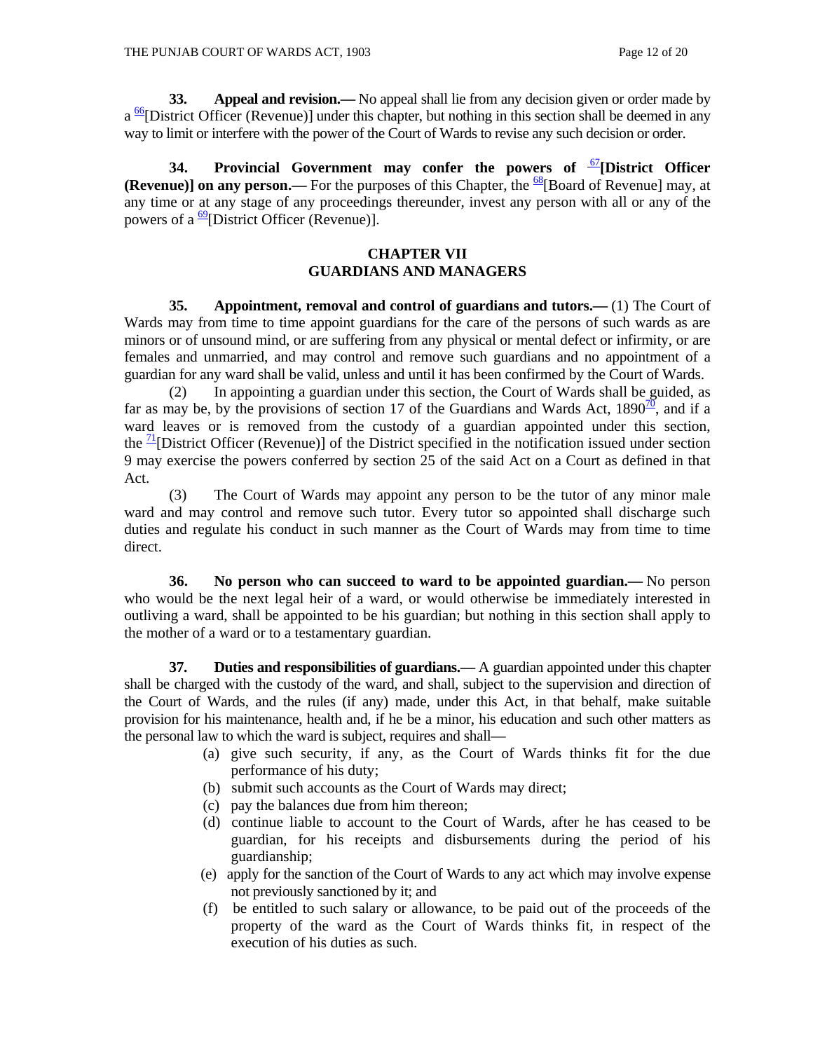**33. Appeal and revision.—** No appeal shall lie from any decision given or order made by a [66][District Officer (Revenue)] under this chapter, but nothing in this section shall be deemed in any way to limit or interfere with the power of the Court of Wards to revise any such decision or order.

**34. Provincial Government may confer the powers of [67][District Officer (Revenue)] on any person.—** For the purposes of this Chapter, the [68][Board of Revenue] may, at any time or at any stage of any proceedings thereunder, invest any person with all or any of the powers of a [69][District Officer (Revenue)].

## CHAPTER VII
## GUARDIANS AND MANAGERS

**35. Appointment, removal and control of guardians and tutors.—** (1) The Court of Wards may from time to time appoint guardians for the care of the persons of such wards as are minors or of unsound mind, or are suffering from any physical or mental defect or infirmity, or are females and unmarried, and may control and remove such guardians and no appointment of a guardian for any ward shall be valid, unless and until it has been confirmed by the Court of Wards.

(2) In appointing a guardian under this section, the Court of Wards shall be guided, as far as may be, by the provisions of section 17 of the Guardians and Wards Act, 1890[70], and if a ward leaves or is removed from the custody of a guardian appointed under this section, the [71][District Officer (Revenue)] of the District specified in the notification issued under section 9 may exercise the powers conferred by section 25 of the said Act on a Court as defined in that Act.

(3) The Court of Wards may appoint any person to be the tutor of any minor male ward and may control and remove such tutor. Every tutor so appointed shall discharge such duties and regulate his conduct in such manner as the Court of Wards may from time to time direct.

**36. No person who can succeed to ward to be appointed guardian.—** No person who would be the next legal heir of a ward, or would otherwise be immediately interested in outliving a ward, shall be appointed to be his guardian; but nothing in this section shall apply to the mother of a ward or to a testamentary guardian.

**37. Duties and responsibilities of guardians.—** A guardian appointed under this chapter shall be charged with the custody of the ward, and shall, subject to the supervision and direction of the Court of Wards, and the rules (if any) made, under this Act, in that behalf, make suitable provision for his maintenance, health and, if he be a minor, his education and such other matters as the personal law to which the ward is subject, requires and shall—

(a) give such security, if any, as the Court of Wards thinks fit for the due performance of his duty;

(b) submit such accounts as the Court of Wards may direct;

(c) pay the balances due from him thereon;

(d) continue liable to account to the Court of Wards, after he has ceased to be guardian, for his receipts and disbursements during the period of his guardianship;

(e) apply for the sanction of the Court of Wards to any act which may involve expense not previously sanctioned by it; and

(f) be entitled to such salary or allowance, to be paid out of the proceeds of the property of the ward as the Court of Wards thinks fit, in respect of the execution of his duties as such.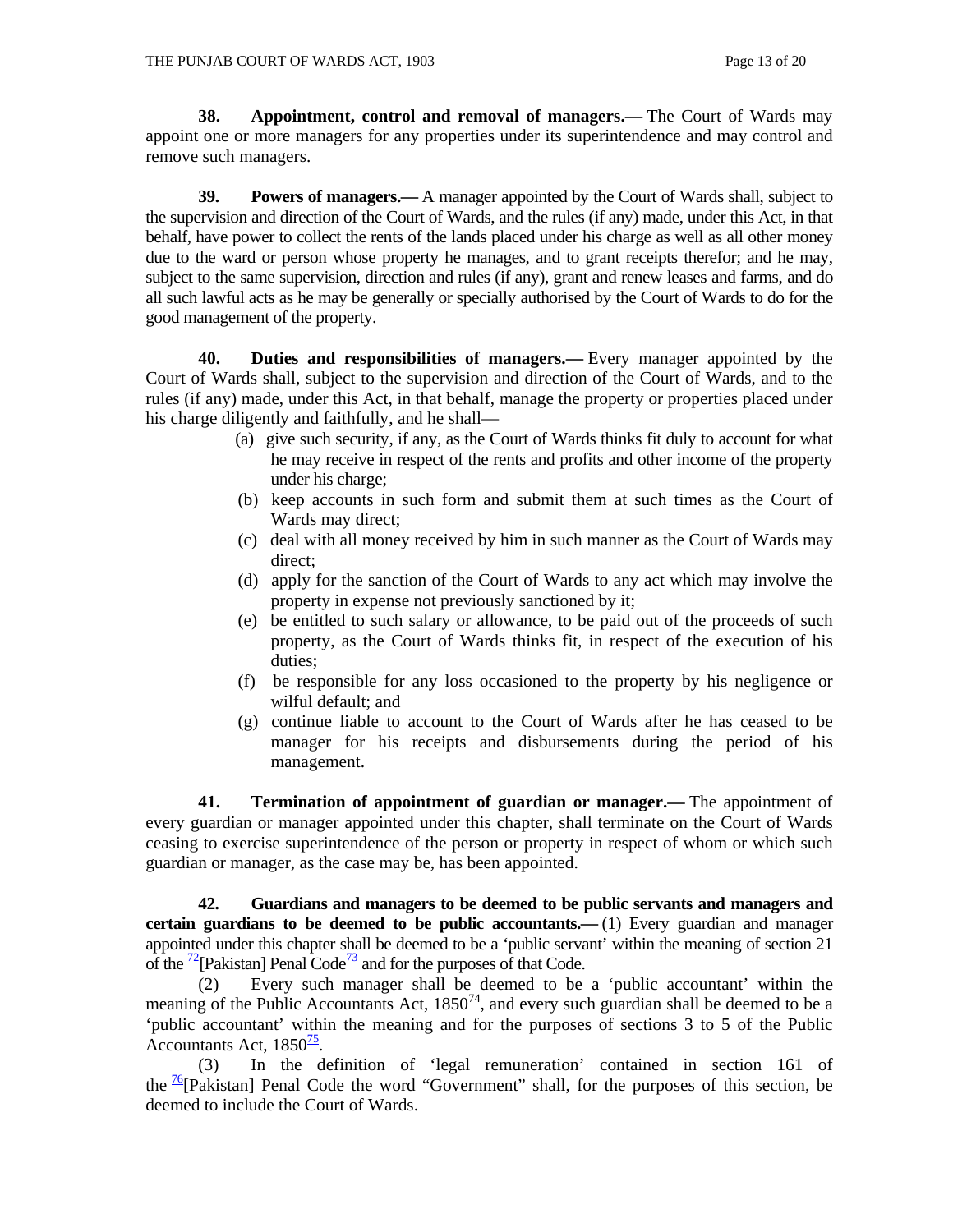**38. Appointment, control and removal of managers.—** The Court of Wards may appoint one or more managers for any properties under its superintendence and may control and remove such managers.

**39. Powers of managers.—** A manager appointed by the Court of Wards shall, subject to the supervision and direction of the Court of Wards, and the rules (if any) made, under this Act, in that behalf, have power to collect the rents of the lands placed under his charge as well as all other money due to the ward or person whose property he manages, and to grant receipts therefor; and he may, subject to the same supervision, direction and rules (if any), grant and renew leases and farms, and do all such lawful acts as he may be generally or specially authorised by the Court of Wards to do for the good management of the property.

**40. Duties and responsibilities of managers.—** Every manager appointed by the Court of Wards shall, subject to the supervision and direction of the Court of Wards, and to the rules (if any) made, under this Act, in that behalf, manage the property or properties placed under his charge diligently and faithfully, and he shall—

(a) give such security, if any, as the Court of Wards thinks fit duly to account for what he may receive in respect of the rents and profits and other income of the property under his charge;

(b) keep accounts in such form and submit them at such times as the Court of Wards may direct;

(c) deal with all money received by him in such manner as the Court of Wards may direct;

(d) apply for the sanction of the Court of Wards to any act which may involve the property in expense not previously sanctioned by it;

(e) be entitled to such salary or allowance, to be paid out of the proceeds of such property, as the Court of Wards thinks fit, in respect of the execution of his duties;

(f) be responsible for any loss occasioned to the property by his negligence or wilful default; and

(g) continue liable to account to the Court of Wards after he has ceased to be manager for his receipts and disbursements during the period of his management.

**41. Termination of appointment of guardian or manager.—** The appointment of every guardian or manager appointed under this chapter, shall terminate on the Court of Wards ceasing to exercise superintendence of the person or property in respect of whom or which such guardian or manager, as the case may be, has been appointed.

**42. Guardians and managers to be deemed to be public servants and managers and certain guardians to be deemed to be public accountants.—** (1) Every guardian and manager appointed under this chapter shall be deemed to be a 'public servant' within the meaning of section 21 of the [72][Pakistan] Penal Code[73] and for the purposes of that Code.

(2) Every such manager shall be deemed to be a 'public accountant' within the meaning of the Public Accountants Act, 1850[74], and every such guardian shall be deemed to be a 'public accountant' within the meaning and for the purposes of sections 3 to 5 of the Public Accountants Act, 1850[75].

(3) In the definition of 'legal remuneration' contained in section 161 of the [76][Pakistan] Penal Code the word "Government" shall, for the purposes of this section, be deemed to include the Court of Wards.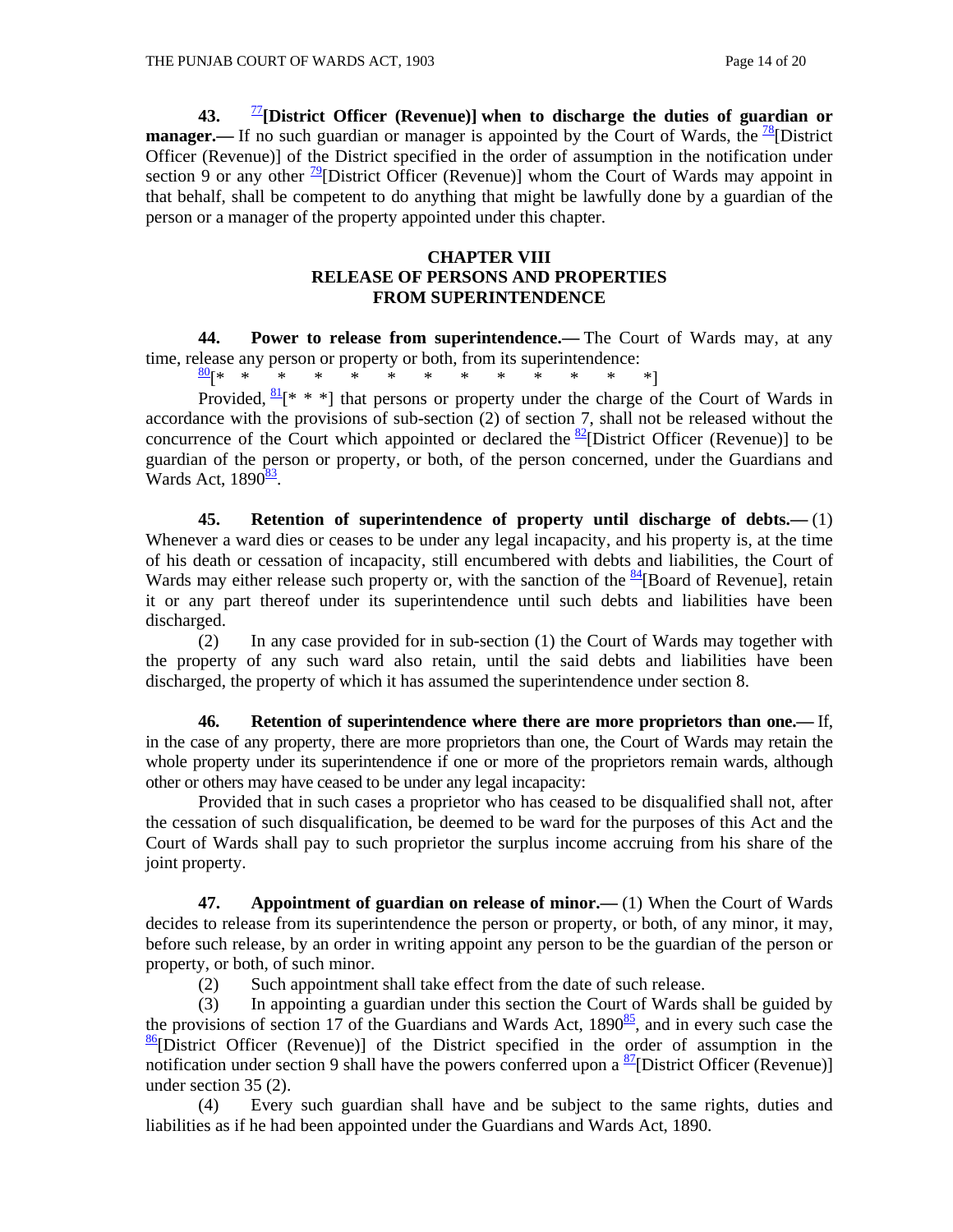**43. [77][District Officer (Revenue)] when to discharge the duties of guardian or manager.—** If no such guardian or manager is appointed by the Court of Wards, the [78][District Officer (Revenue)] of the District specified in the order of assumption in the notification under section 9 or any other [79][District Officer (Revenue)] whom the Court of Wards may appoint in that behalf, shall be competent to do anything that might be lawfully done by a guardian of the person or a manager of the property appointed under this chapter.

## CHAPTER VIII
## RELEASE OF PERSONS AND PROPERTIES FROM SUPERINTENDENCE

**44. Power to release from superintendence.—** The Court of Wards may, at any time, release any person or property or both, from its superintendence:

[80][* * * * * * * * * * * *]

Provided, [81][* * *] that persons or property under the charge of the Court of Wards in accordance with the provisions of sub-section (2) of section 7, shall not be released without the concurrence of the Court which appointed or declared the [82][District Officer (Revenue)] to be guardian of the person or property, or both, of the person concerned, under the Guardians and Wards Act, 1890[83].

**45. Retention of superintendence of property until discharge of debts.—** (1) Whenever a ward dies or ceases to be under any legal incapacity, and his property is, at the time of his death or cessation of incapacity, still encumbered with debts and liabilities, the Court of Wards may either release such property or, with the sanction of the [84][Board of Revenue], retain it or any part thereof under its superintendence until such debts and liabilities have been discharged.

(2) In any case provided for in sub-section (1) the Court of Wards may together with the property of any such ward also retain, until the said debts and liabilities have been discharged, the property of which it has assumed the superintendence under section 8.

**46. Retention of superintendence where there are more proprietors than one.—** If, in the case of any property, there are more proprietors than one, the Court of Wards may retain the whole property under its superintendence if one or more of the proprietors remain wards, although other or others may have ceased to be under any legal incapacity:

Provided that in such cases a proprietor who has ceased to be disqualified shall not, after the cessation of such disqualification, be deemed to be ward for the purposes of this Act and the Court of Wards shall pay to such proprietor the surplus income accruing from his share of the joint property.

**47. Appointment of guardian on release of minor.—** (1) When the Court of Wards decides to release from its superintendence the person or property, or both, of any minor, it may, before such release, by an order in writing appoint any person to be the guardian of the person or property, or both, of such minor.

(2) Such appointment shall take effect from the date of such release.

(3) In appointing a guardian under this section the Court of Wards shall be guided by the provisions of section 17 of the Guardians and Wards Act, 1890[85], and in every such case the [86][District Officer (Revenue)] of the District specified in the order of assumption in the notification under section 9 shall have the powers conferred upon a [87][District Officer (Revenue)] under section 35 (2).

(4) Every such guardian shall have and be subject to the same rights, duties and liabilities as if he had been appointed under the Guardians and Wards Act, 1890.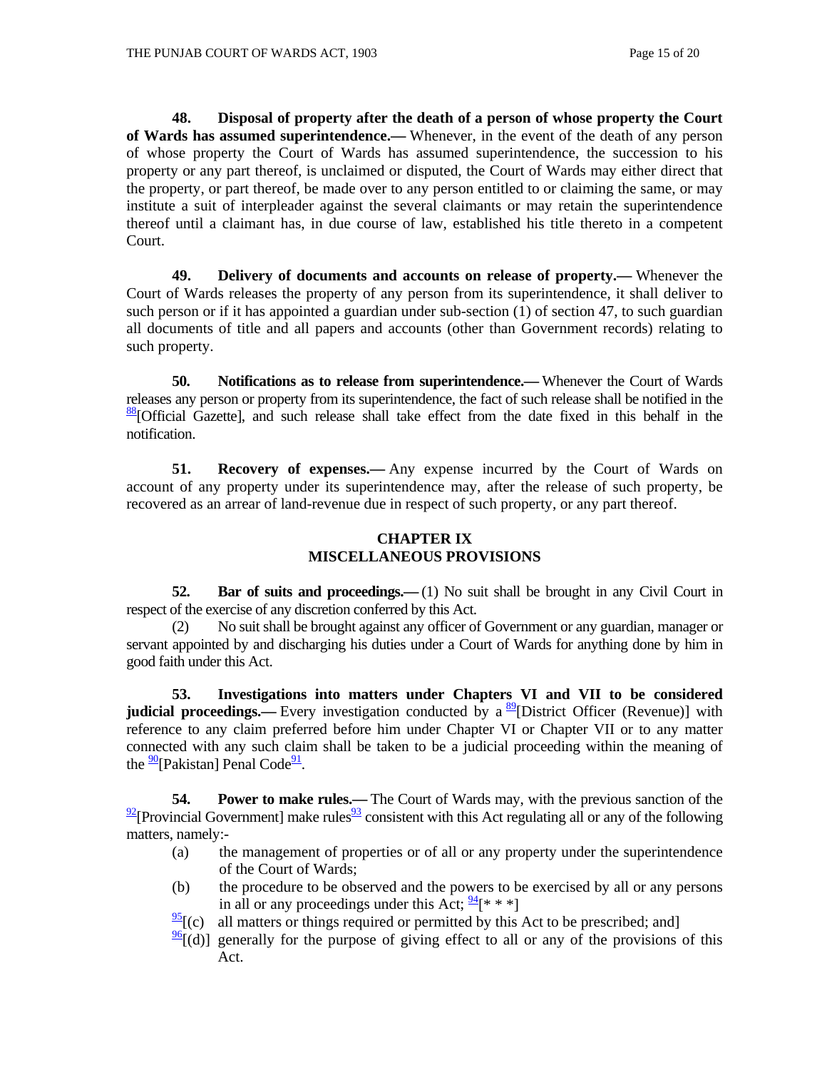**48. Disposal of property after the death of a person of whose property the Court of Wards has assumed superintendence.—** Whenever, in the event of the death of any person of whose property the Court of Wards has assumed superintendence, the succession to his property or any part thereof, is unclaimed or disputed, the Court of Wards may either direct that the property, or part thereof, be made over to any person entitled to or claiming the same, or may institute a suit of interpleader against the several claimants or may retain the superintendence thereof until a claimant has, in due course of law, established his title thereto in a competent Court.

**49. Delivery of documents and accounts on release of property.—** Whenever the Court of Wards releases the property of any person from its superintendence, it shall deliver to such person or if it has appointed a guardian under sub-section (1) of section 47, to such guardian all documents of title and all papers and accounts (other than Government records) relating to such property.

**50. Notifications as to release from superintendence.—** Whenever the Court of Wards releases any person or property from its superintendence, the fact of such release shall be notified in the [88][Official Gazette], and such release shall take effect from the date fixed in this behalf in the notification.

**51. Recovery of expenses.—** Any expense incurred by the Court of Wards on account of any property under its superintendence may, after the release of such property, be recovered as an arrear of land-revenue due in respect of such property, or any part thereof.

## CHAPTER IX
## MISCELLANEOUS PROVISIONS

**52. Bar of suits and proceedings.—** (1) No suit shall be brought in any Civil Court in respect of the exercise of any discretion conferred by this Act.

(2) No suit shall be brought against any officer of Government or any guardian, manager or servant appointed by and discharging his duties under a Court of Wards for anything done by him in good faith under this Act.

**53. Investigations into matters under Chapters VI and VII to be considered judicial proceedings.—** Every investigation conducted by a [89][District Officer (Revenue)] with reference to any claim preferred before him under Chapter VI or Chapter VII or to any matter connected with any such claim shall be taken to be a judicial proceeding within the meaning of the [90][Pakistan] Penal Code[91].

**54. Power to make rules.—** The Court of Wards may, with the previous sanction of the [92][Provincial Government] make rules[93] consistent with this Act regulating all or any of the following matters, namely:-

(a) the management of properties or of all or any property under the superintendence of the Court of Wards;

(b) the procedure to be observed and the powers to be exercised by all or any persons in all or any proceedings under this Act; [94][* * *]

[95][(c) all matters or things required or permitted by this Act to be prescribed; and]

[96][(d)] generally for the purpose of giving effect to all or any of the provisions of this Act.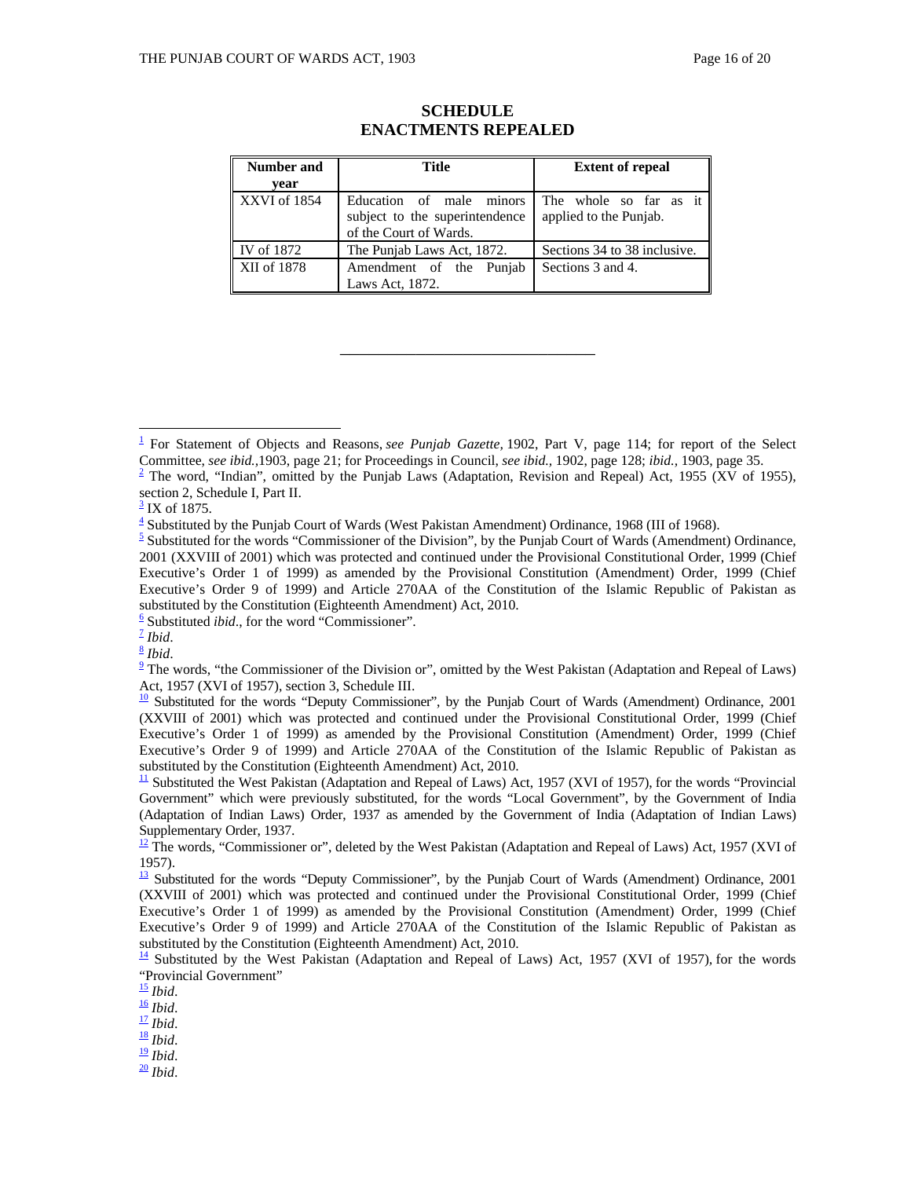## SCHEDULE
## ENACTMENTS REPEALED

| Number and year | Title | Extent of repeal |
|---|---|---|
| XXVI of 1854 | Education of male minors subject to the superintendence of the Court of Wards. | The whole so far as it applied to the Punjab. |
| IV of 1872 | The Punjab Laws Act, 1872. | Sections 34 to 38 inclusive. |
| XII of 1878 | Amendment of the Punjab Laws Act, 1872. | Sections 3 and 4. |

---

[1] For Statement of Objects and Reasons, *see Punjab Gazette*, 1902, Part V, page 114; for report of the Select Committee, *see ibid.*,1903, page 21; for Proceedings in Council, *see ibid.*, 1902, page 128; *ibid.*, 1903, page 35.

[2] The word, "Indian", omitted by the Punjab Laws (Adaptation, Revision and Repeal) Act, 1955 (XV of 1955), section 2, Schedule I, Part II.

[3] IX of 1875.

[4] Substituted by the Punjab Court of Wards (West Pakistan Amendment) Ordinance, 1968 (III of 1968).

[5] Substituted for the words "Commissioner of the Division", by the Punjab Court of Wards (Amendment) Ordinance, 2001 (XXVIII of 2001) which was protected and continued under the Provisional Constitutional Order, 1999 (Chief Executive's Order 1 of 1999) as amended by the Provisional Constitution (Amendment) Order, 1999 (Chief Executive's Order 9 of 1999) and Article 270AA of the Constitution of the Islamic Republic of Pakistan as substituted by the Constitution (Eighteenth Amendment) Act, 2010.

[6] Substituted *ibid*., for the word "Commissioner".

[7] *Ibid*.

[8] *Ibid*.

[9] The words, "the Commissioner of the Division or", omitted by the West Pakistan (Adaptation and Repeal of Laws) Act, 1957 (XVI of 1957), section 3, Schedule III.

[10] Substituted for the words "Deputy Commissioner", by the Punjab Court of Wards (Amendment) Ordinance, 2001 (XXVIII of 2001) which was protected and continued under the Provisional Constitutional Order, 1999 (Chief Executive's Order 1 of 1999) as amended by the Provisional Constitution (Amendment) Order, 1999 (Chief Executive's Order 9 of 1999) and Article 270AA of the Constitution of the Islamic Republic of Pakistan as substituted by the Constitution (Eighteenth Amendment) Act, 2010.

[11] Substituted the West Pakistan (Adaptation and Repeal of Laws) Act, 1957 (XVI of 1957), for the words "Provincial Government" which were previously substituted, for the words "Local Government", by the Government of India (Adaptation of Indian Laws) Order, 1937 as amended by the Government of India (Adaptation of Indian Laws) Supplementary Order, 1937.

[12] The words, "Commissioner or", deleted by the West Pakistan (Adaptation and Repeal of Laws) Act, 1957 (XVI of 1957).

[13] Substituted for the words "Deputy Commissioner", by the Punjab Court of Wards (Amendment) Ordinance, 2001 (XXVIII of 2001) which was protected and continued under the Provisional Constitutional Order, 1999 (Chief Executive's Order 1 of 1999) as amended by the Provisional Constitution (Amendment) Order, 1999 (Chief Executive's Order 9 of 1999) and Article 270AA of the Constitution of the Islamic Republic of Pakistan as substituted by the Constitution (Eighteenth Amendment) Act, 2010.

[14] Substituted by the West Pakistan (Adaptation and Repeal of Laws) Act, 1957 (XVI of 1957), for the words "Provincial Government"

[15] *Ibid*.

[16] *Ibid*.

[17] *Ibid*.

[18] *Ibid*.

[19] *Ibid*.

[20] *Ibid*.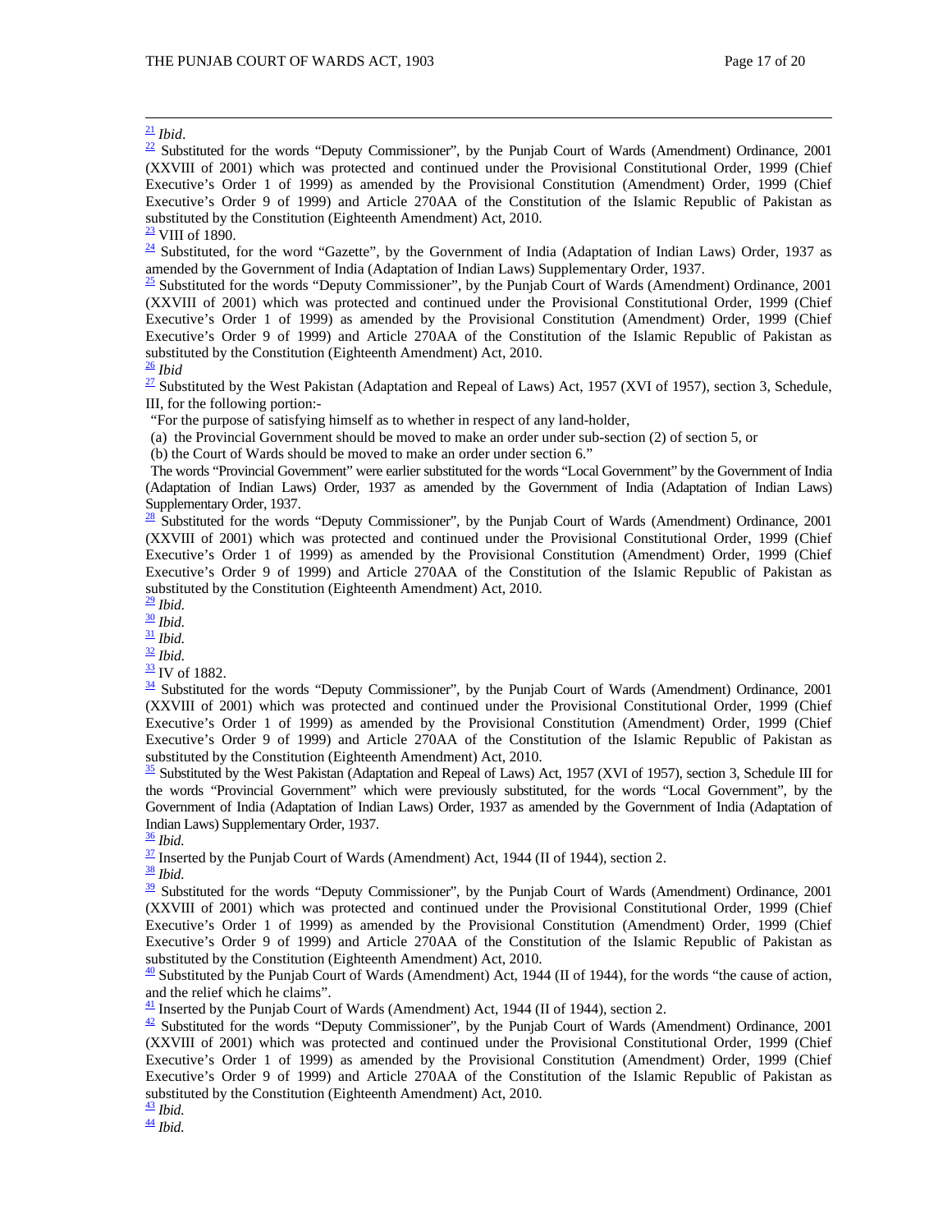[21] *Ibid*.

[22] Substituted for the words "Deputy Commissioner", by the Punjab Court of Wards (Amendment) Ordinance, 2001 (XXVIII of 2001) which was protected and continued under the Provisional Constitutional Order, 1999 (Chief Executive's Order 1 of 1999) as amended by the Provisional Constitution (Amendment) Order, 1999 (Chief Executive's Order 9 of 1999) and Article 270AA of the Constitution of the Islamic Republic of Pakistan as substituted by the Constitution (Eighteenth Amendment) Act, 2010.

[23] VIII of 1890.

[24] Substituted, for the word "Gazette", by the Government of India (Adaptation of Indian Laws) Order, 1937 as amended by the Government of India (Adaptation of Indian Laws) Supplementary Order, 1937.

[25] Substituted for the words "Deputy Commissioner", by the Punjab Court of Wards (Amendment) Ordinance, 2001 (XXVIII of 2001) which was protected and continued under the Provisional Constitutional Order, 1999 (Chief Executive's Order 1 of 1999) as amended by the Provisional Constitution (Amendment) Order, 1999 (Chief Executive's Order 9 of 1999) and Article 270AA of the Constitution of the Islamic Republic of Pakistan as substituted by the Constitution (Eighteenth Amendment) Act, 2010.

[26] *Ibid*

[27] Substituted by the West Pakistan (Adaptation and Repeal of Laws) Act, 1957 (XVI of 1957), section 3, Schedule, III, for the following portion:-

"For the purpose of satisfying himself as to whether in respect of any land-holder,

(a) the Provincial Government should be moved to make an order under sub-section (2) of section 5, or

(b) the Court of Wards should be moved to make an order under section 6."

The words "Provincial Government" were earlier substituted for the words "Local Government" by the Government of India (Adaptation of Indian Laws) Order, 1937 as amended by the Government of India (Adaptation of Indian Laws) Supplementary Order, 1937.

[28] Substituted for the words "Deputy Commissioner", by the Punjab Court of Wards (Amendment) Ordinance, 2001 (XXVIII of 2001) which was protected and continued under the Provisional Constitutional Order, 1999 (Chief Executive's Order 1 of 1999) as amended by the Provisional Constitution (Amendment) Order, 1999 (Chief Executive's Order 9 of 1999) and Article 270AA of the Constitution of the Islamic Republic of Pakistan as substituted by the Constitution (Eighteenth Amendment) Act, 2010.

[29] *Ibid.*

[30] *Ibid.*

[31] *Ibid.*

[32] *Ibid.*

[33] IV of 1882.

[34] Substituted for the words "Deputy Commissioner", by the Punjab Court of Wards (Amendment) Ordinance, 2001 (XXVIII of 2001) which was protected and continued under the Provisional Constitutional Order, 1999 (Chief Executive's Order 1 of 1999) as amended by the Provisional Constitution (Amendment) Order, 1999 (Chief Executive's Order 9 of 1999) and Article 270AA of the Constitution of the Islamic Republic of Pakistan as substituted by the Constitution (Eighteenth Amendment) Act, 2010.

[35] Substituted by the West Pakistan (Adaptation and Repeal of Laws) Act, 1957 (XVI of 1957), section 3, Schedule III for the words "Provincial Government" which were previously substituted, for the words "Local Government", by the Government of India (Adaptation of Indian Laws) Order, 1937 as amended by the Government of India (Adaptation of Indian Laws) Supplementary Order, 1937.

[36] *Ibid.*

[37] Inserted by the Punjab Court of Wards (Amendment) Act, 1944 (II of 1944), section 2.

[38] *Ibid.*

[39] Substituted for the words "Deputy Commissioner", by the Punjab Court of Wards (Amendment) Ordinance, 2001 (XXVIII of 2001) which was protected and continued under the Provisional Constitutional Order, 1999 (Chief Executive's Order 1 of 1999) as amended by the Provisional Constitution (Amendment) Order, 1999 (Chief Executive's Order 9 of 1999) and Article 270AA of the Constitution of the Islamic Republic of Pakistan as substituted by the Constitution (Eighteenth Amendment) Act, 2010.

[40] Substituted by the Punjab Court of Wards (Amendment) Act, 1944 (II of 1944), for the words "the cause of action, and the relief which he claims".

[41] Inserted by the Punjab Court of Wards (Amendment) Act, 1944 (II of 1944), section 2.

[42] Substituted for the words "Deputy Commissioner", by the Punjab Court of Wards (Amendment) Ordinance, 2001 (XXVIII of 2001) which was protected and continued under the Provisional Constitutional Order, 1999 (Chief Executive's Order 1 of 1999) as amended by the Provisional Constitution (Amendment) Order, 1999 (Chief Executive's Order 9 of 1999) and Article 270AA of the Constitution of the Islamic Republic of Pakistan as substituted by the Constitution (Eighteenth Amendment) Act, 2010.

[43] *Ibid.*

[44] *Ibid.*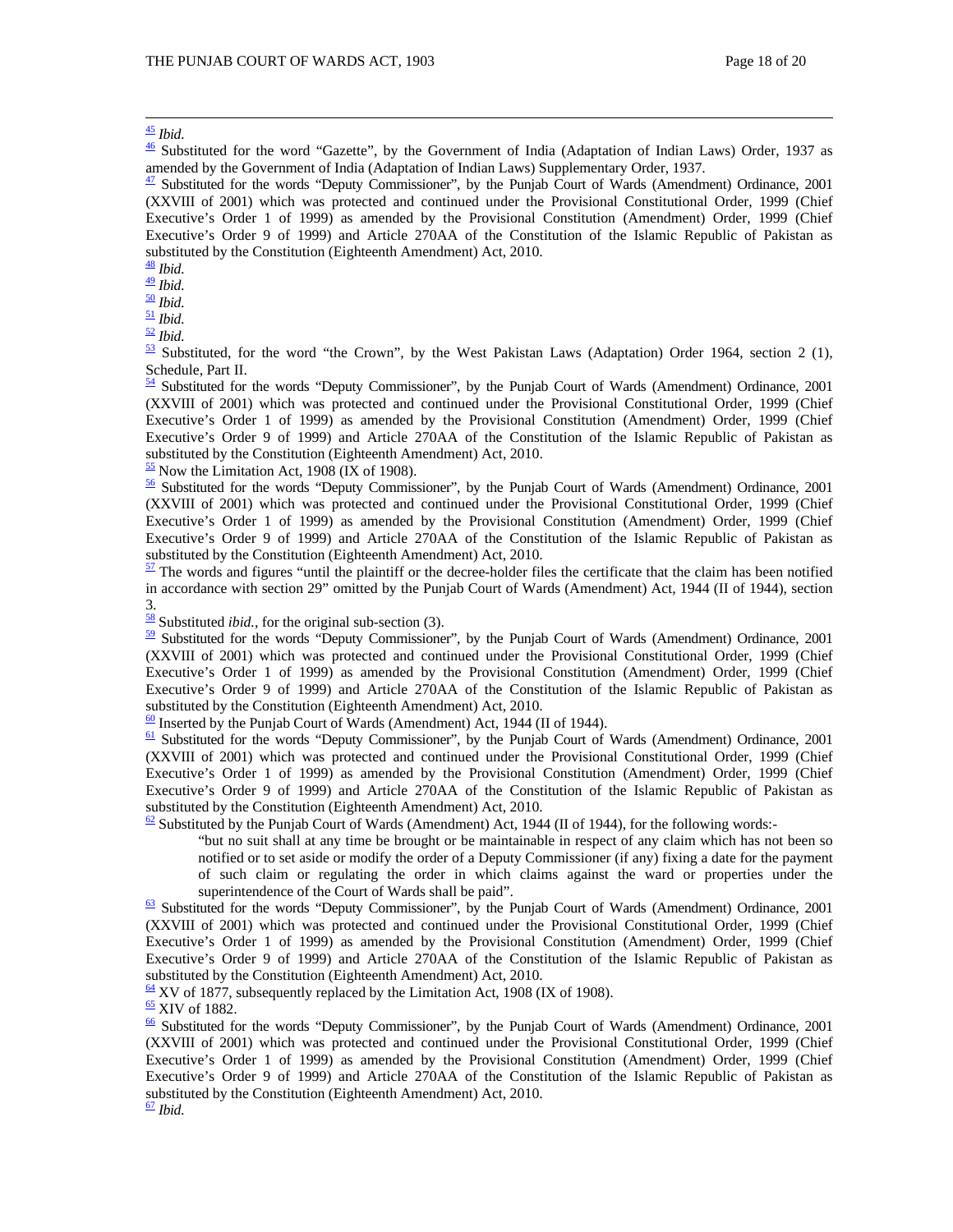[45] *Ibid.*

[46] Substituted for the word "Gazette", by the Government of India (Adaptation of Indian Laws) Order, 1937 as amended by the Government of India (Adaptation of Indian Laws) Supplementary Order, 1937.

[47] Substituted for the words "Deputy Commissioner", by the Punjab Court of Wards (Amendment) Ordinance, 2001 (XXVIII of 2001) which was protected and continued under the Provisional Constitutional Order, 1999 (Chief Executive's Order 1 of 1999) as amended by the Provisional Constitution (Amendment) Order, 1999 (Chief Executive's Order 9 of 1999) and Article 270AA of the Constitution of the Islamic Republic of Pakistan as substituted by the Constitution (Eighteenth Amendment) Act, 2010.

[48] *Ibid.*

[49] *Ibid.*

[50] *Ibid.*

[51] *Ibid.*

[52] *Ibid.*

[53] Substituted, for the word "the Crown", by the West Pakistan Laws (Adaptation) Order 1964, section 2 (1), Schedule, Part II.

[54] Substituted for the words "Deputy Commissioner", by the Punjab Court of Wards (Amendment) Ordinance, 2001 (XXVIII of 2001) which was protected and continued under the Provisional Constitutional Order, 1999 (Chief Executive's Order 1 of 1999) as amended by the Provisional Constitution (Amendment) Order, 1999 (Chief Executive's Order 9 of 1999) and Article 270AA of the Constitution of the Islamic Republic of Pakistan as substituted by the Constitution (Eighteenth Amendment) Act, 2010.

[55] Now the Limitation Act, 1908 (IX of 1908).

[56] Substituted for the words "Deputy Commissioner", by the Punjab Court of Wards (Amendment) Ordinance, 2001 (XXVIII of 2001) which was protected and continued under the Provisional Constitutional Order, 1999 (Chief Executive's Order 1 of 1999) as amended by the Provisional Constitution (Amendment) Order, 1999 (Chief Executive's Order 9 of 1999) and Article 270AA of the Constitution of the Islamic Republic of Pakistan as substituted by the Constitution (Eighteenth Amendment) Act, 2010.

[57] The words and figures "until the plaintiff or the decree-holder files the certificate that the claim has been notified in accordance with section 29" omitted by the Punjab Court of Wards (Amendment) Act, 1944 (II of 1944), section 3.

[58] Substituted *ibid.*, for the original sub-section (3).

[59] Substituted for the words "Deputy Commissioner", by the Punjab Court of Wards (Amendment) Ordinance, 2001 (XXVIII of 2001) which was protected and continued under the Provisional Constitutional Order, 1999 (Chief Executive's Order 1 of 1999) as amended by the Provisional Constitution (Amendment) Order, 1999 (Chief Executive's Order 9 of 1999) and Article 270AA of the Constitution of the Islamic Republic of Pakistan as substituted by the Constitution (Eighteenth Amendment) Act, 2010.

[60] Inserted by the Punjab Court of Wards (Amendment) Act, 1944 (II of 1944).

[61] Substituted for the words "Deputy Commissioner", by the Punjab Court of Wards (Amendment) Ordinance, 2001 (XXVIII of 2001) which was protected and continued under the Provisional Constitutional Order, 1999 (Chief Executive's Order 1 of 1999) as amended by the Provisional Constitution (Amendment) Order, 1999 (Chief Executive's Order 9 of 1999) and Article 270AA of the Constitution of the Islamic Republic of Pakistan as substituted by the Constitution (Eighteenth Amendment) Act, 2010.

[62] Substituted by the Punjab Court of Wards (Amendment) Act, 1944 (II of 1944), for the following words:-

> "but no suit shall at any time be brought or be maintainable in respect of any claim which has not been so notified or to set aside or modify the order of a Deputy Commissioner (if any) fixing a date for the payment of such claim or regulating the order in which claims against the ward or properties under the superintendence of the Court of Wards shall be paid".

[63] Substituted for the words "Deputy Commissioner", by the Punjab Court of Wards (Amendment) Ordinance, 2001 (XXVIII of 2001) which was protected and continued under the Provisional Constitutional Order, 1999 (Chief Executive's Order 1 of 1999) as amended by the Provisional Constitution (Amendment) Order, 1999 (Chief Executive's Order 9 of 1999) and Article 270AA of the Constitution of the Islamic Republic of Pakistan as substituted by the Constitution (Eighteenth Amendment) Act, 2010.

[64] XV of 1877, subsequently replaced by the Limitation Act, 1908 (IX of 1908).

[65] XIV of 1882.

[66] Substituted for the words "Deputy Commissioner", by the Punjab Court of Wards (Amendment) Ordinance, 2001 (XXVIII of 2001) which was protected and continued under the Provisional Constitutional Order, 1999 (Chief Executive's Order 1 of 1999) as amended by the Provisional Constitution (Amendment) Order, 1999 (Chief Executive's Order 9 of 1999) and Article 270AA of the Constitution of the Islamic Republic of Pakistan as substituted by the Constitution (Eighteenth Amendment) Act, 2010.

[67] *Ibid.*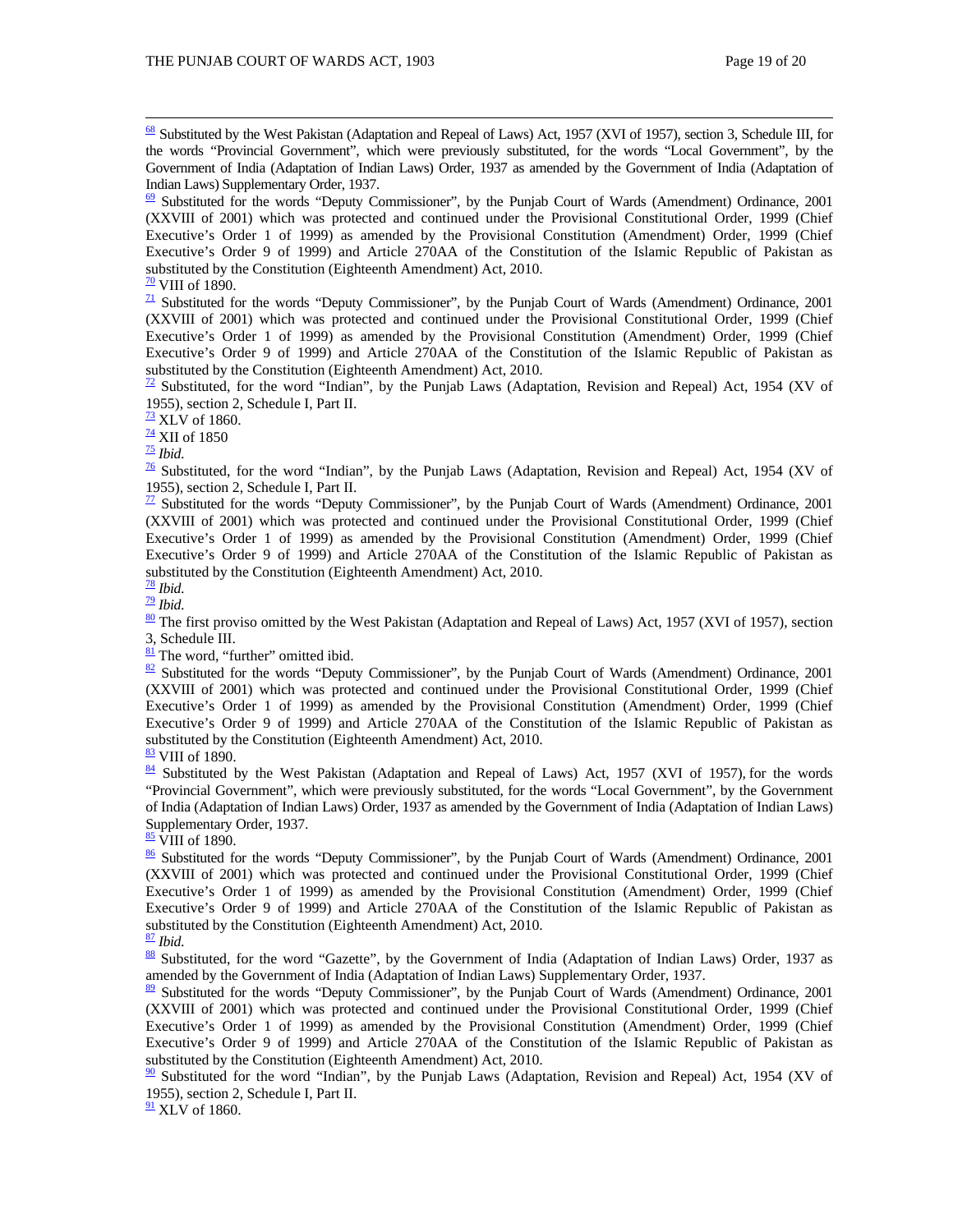[68] Substituted by the West Pakistan (Adaptation and Repeal of Laws) Act, 1957 (XVI of 1957), section 3, Schedule III, for the words "Provincial Government", which were previously substituted, for the words "Local Government", by the Government of India (Adaptation of Indian Laws) Order, 1937 as amended by the Government of India (Adaptation of Indian Laws) Supplementary Order, 1937.

[69] Substituted for the words "Deputy Commissioner", by the Punjab Court of Wards (Amendment) Ordinance, 2001 (XXVIII of 2001) which was protected and continued under the Provisional Constitutional Order, 1999 (Chief Executive's Order 1 of 1999) as amended by the Provisional Constitution (Amendment) Order, 1999 (Chief Executive's Order 9 of 1999) and Article 270AA of the Constitution of the Islamic Republic of Pakistan as substituted by the Constitution (Eighteenth Amendment) Act, 2010.

[70] VIII of 1890.

[71] Substituted for the words "Deputy Commissioner", by the Punjab Court of Wards (Amendment) Ordinance, 2001 (XXVIII of 2001) which was protected and continued under the Provisional Constitutional Order, 1999 (Chief Executive's Order 1 of 1999) as amended by the Provisional Constitution (Amendment) Order, 1999 (Chief Executive's Order 9 of 1999) and Article 270AA of the Constitution of the Islamic Republic of Pakistan as substituted by the Constitution (Eighteenth Amendment) Act, 2010.

[72] Substituted, for the word "Indian", by the Punjab Laws (Adaptation, Revision and Repeal) Act, 1954 (XV of 1955), section 2, Schedule I, Part II.

[73] XLV of 1860.

[74] XII of 1850

[75] *Ibid.*

[76] Substituted, for the word "Indian", by the Punjab Laws (Adaptation, Revision and Repeal) Act, 1954 (XV of 1955), section 2, Schedule I, Part II.

[77] Substituted for the words "Deputy Commissioner", by the Punjab Court of Wards (Amendment) Ordinance, 2001 (XXVIII of 2001) which was protected and continued under the Provisional Constitutional Order, 1999 (Chief Executive's Order 1 of 1999) as amended by the Provisional Constitution (Amendment) Order, 1999 (Chief Executive's Order 9 of 1999) and Article 270AA of the Constitution of the Islamic Republic of Pakistan as substituted by the Constitution (Eighteenth Amendment) Act, 2010.

[78] *Ibid.*

[79] *Ibid.*

[80] The first proviso omitted by the West Pakistan (Adaptation and Repeal of Laws) Act, 1957 (XVI of 1957), section 3, Schedule III.

[81] The word, "further" omitted ibid.

[82] Substituted for the words "Deputy Commissioner", by the Punjab Court of Wards (Amendment) Ordinance, 2001 (XXVIII of 2001) which was protected and continued under the Provisional Constitutional Order, 1999 (Chief Executive's Order 1 of 1999) as amended by the Provisional Constitution (Amendment) Order, 1999 (Chief Executive's Order 9 of 1999) and Article 270AA of the Constitution of the Islamic Republic of Pakistan as substituted by the Constitution (Eighteenth Amendment) Act, 2010.

[83] VIII of 1890.

[84] Substituted by the West Pakistan (Adaptation and Repeal of Laws) Act, 1957 (XVI of 1957), for the words "Provincial Government", which were previously substituted, for the words "Local Government", by the Government of India (Adaptation of Indian Laws) Order, 1937 as amended by the Government of India (Adaptation of Indian Laws) Supplementary Order, 1937.

[85] VIII of 1890.

[86] Substituted for the words "Deputy Commissioner", by the Punjab Court of Wards (Amendment) Ordinance, 2001 (XXVIII of 2001) which was protected and continued under the Provisional Constitutional Order, 1999 (Chief Executive's Order 1 of 1999) as amended by the Provisional Constitution (Amendment) Order, 1999 (Chief Executive's Order 9 of 1999) and Article 270AA of the Constitution of the Islamic Republic of Pakistan as substituted by the Constitution (Eighteenth Amendment) Act, 2010.

[87] *Ibid.*

[88] Substituted, for the word "Gazette", by the Government of India (Adaptation of Indian Laws) Order, 1937 as amended by the Government of India (Adaptation of Indian Laws) Supplementary Order, 1937.

[89] Substituted for the words "Deputy Commissioner", by the Punjab Court of Wards (Amendment) Ordinance, 2001 (XXVIII of 2001) which was protected and continued under the Provisional Constitutional Order, 1999 (Chief Executive's Order 1 of 1999) as amended by the Provisional Constitution (Amendment) Order, 1999 (Chief Executive's Order 9 of 1999) and Article 270AA of the Constitution of the Islamic Republic of Pakistan as substituted by the Constitution (Eighteenth Amendment) Act, 2010.

[90] Substituted for the word "Indian", by the Punjab Laws (Adaptation, Revision and Repeal) Act, 1954 (XV of 1955), section 2, Schedule I, Part II.

[91] XLV of 1860.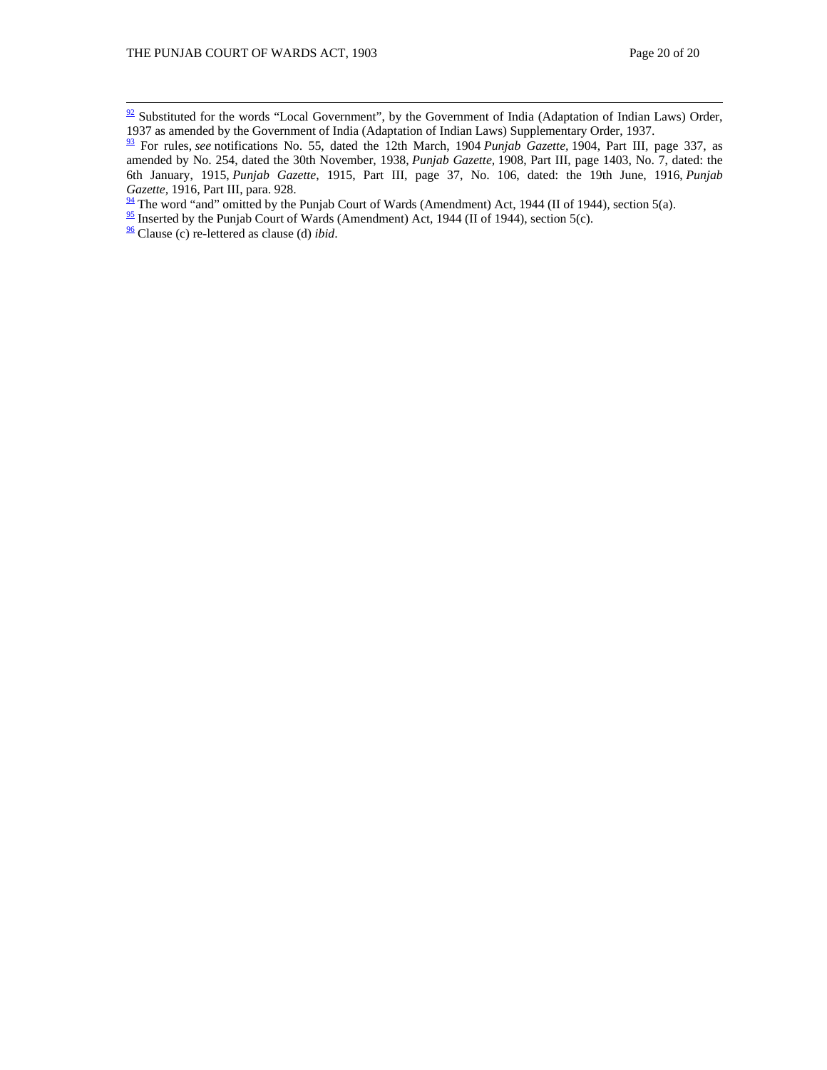[92] Substituted for the words "Local Government", by the Government of India (Adaptation of Indian Laws) Order, 1937 as amended by the Government of India (Adaptation of Indian Laws) Supplementary Order, 1937.

[93] For rules, *see* notifications No. 55, dated the 12th March, 1904 *Punjab Gazette,* 1904, Part III, page 337, as amended by No. 254, dated the 30th November, 1938, *Punjab Gazette,* 1908, Part III, page 1403, No. 7, dated: the 6th January, 1915, *Punjab Gazette*, 1915, Part III, page 37, No. 106, dated: the 19th June, 1916, *Punjab Gazette,* 1916, Part III, para. 928.

[94] The word "and" omitted by the Punjab Court of Wards (Amendment) Act, 1944 (II of 1944), section 5(a).

[95] Inserted by the Punjab Court of Wards (Amendment) Act, 1944 (II of 1944), section 5(c).

[96] Clause (c) re-lettered as clause (d) *ibid*.